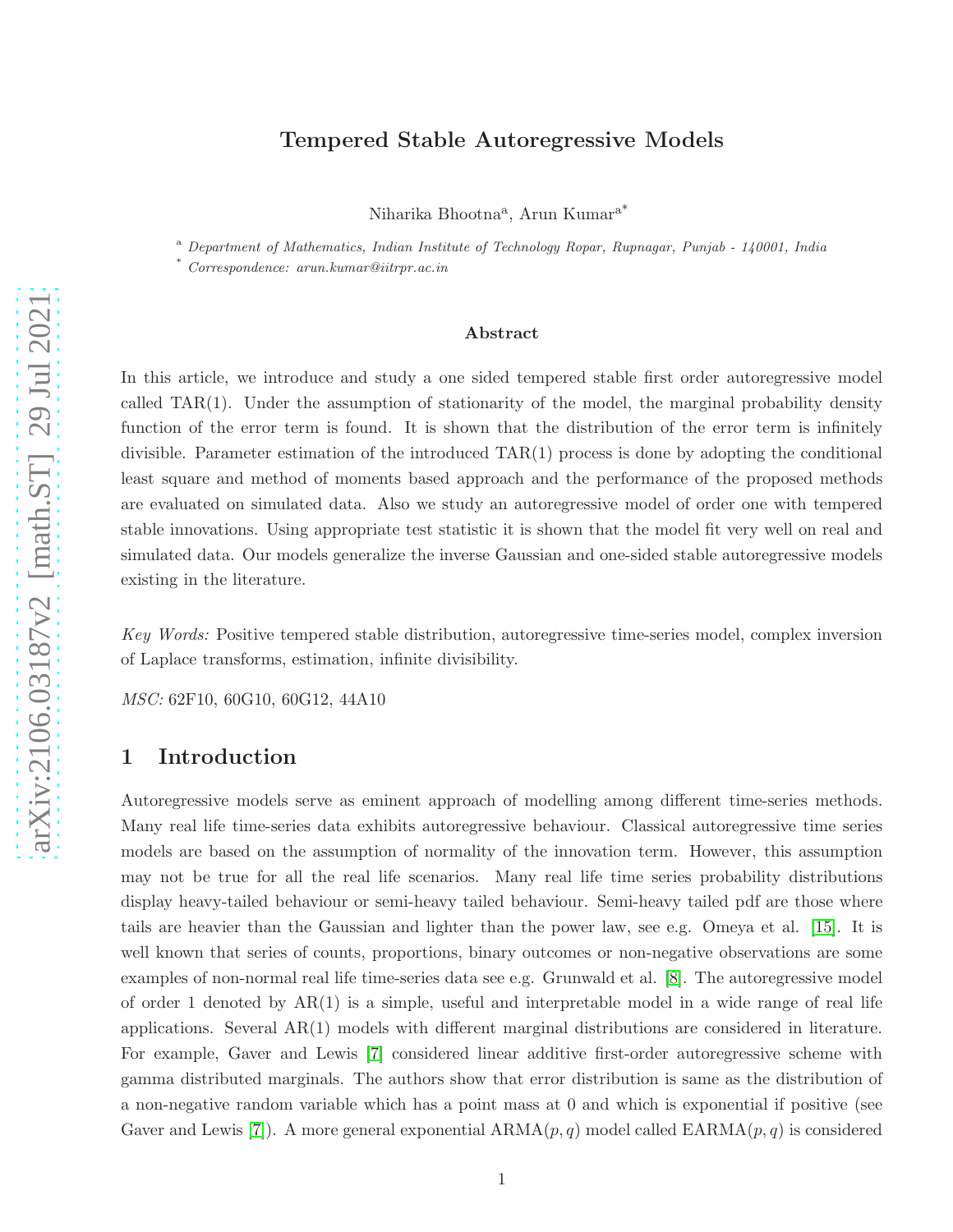# Tempered Stable Autoregressive Models

Niharika Bhootna[a], Arun Kumar[a*]

[a] *Department of Mathematics, Indian Institute of Technology Ropar, Rupnagar, Punjab - 140001, India*
[*] *Correspondence: arun.kumar@iitrpr.ac.in*

### Abstract

In this article, we introduce and study a one sided tempered stable first order autoregressive model called TAR(1). Under the assumption of stationarity of the model, the marginal probability density function of the error term is found. It is shown that the distribution of the error term is infinitely divisible. Parameter estimation of the introduced TAR(1) process is done by adopting the conditional least square and method of moments based approach and the performance of the proposed methods are evaluated on simulated data. Also we study an autoregressive model of order one with tempered stable innovations. Using appropriate test statistic it is shown that the model fit very well on real and simulated data. Our models generalize the inverse Gaussian and one-sided stable autoregressive models existing in the literature.

*Key Words:* Positive tempered stable distribution, autoregressive time-series model, complex inversion of Laplace transforms, estimation, infinite divisibility.

*MSC:* 62F10, 60G10, 60G12, 44A10

## 1 Introduction

Autoregressive models serve as eminent approach of modelling among different time-series methods. Many real life time-series data exhibits autoregressive behaviour. Classical autoregressive time series models are based on the assumption of normality of the innovation term. However, this assumption may not be true for all the real life scenarios. Many real life time series probability distributions display heavy-tailed behaviour or semi-heavy tailed behaviour. Semi-heavy tailed pdf are those where tails are heavier than the Gaussian and lighter than the power law, see e.g. Omeya et al. [15]. It is well known that series of counts, proportions, binary outcomes or non-negative observations are some examples of non-normal real life time-series data see e.g. Grunwald et al. [8]. The autoregressive model of order 1 denoted by AR(1) is a simple, useful and interpretable model in a wide range of real life applications. Several AR(1) models with different marginal distributions are considered in literature. For example, Gaver and Lewis [7] considered linear additive first-order autoregressive scheme with gamma distributed marginals. The authors show that error distribution is same as the distribution of a non-negative random variable which has a point mass at 0 and which is exponential if positive (see Gaver and Lewis [7]). A more general exponential ARMA$(p, q)$ model called EARMA$(p, q)$ is considered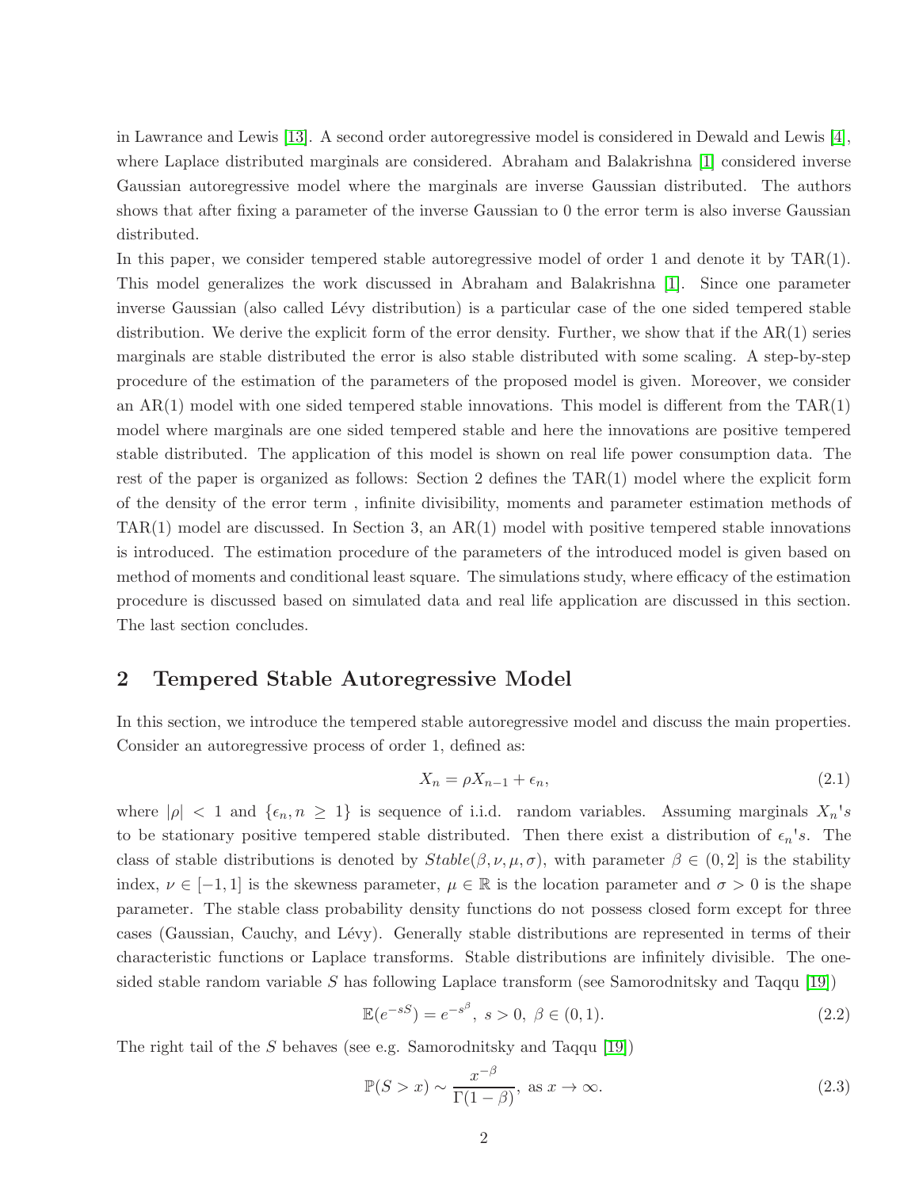in Lawrance and Lewis [13]. A second order autoregressive model is considered in Dewald and Lewis [4], where Laplace distributed marginals are considered. Abraham and Balakrishna [1] considered inverse Gaussian autoregressive model where the marginals are inverse Gaussian distributed. The authors shows that after fixing a parameter of the inverse Gaussian to 0 the error term is also inverse Gaussian distributed.

In this paper, we consider tempered stable autoregressive model of order 1 and denote it by TAR(1). This model generalizes the work discussed in Abraham and Balakrishna [1]. Since one parameter inverse Gaussian (also called Lévy distribution) is a particular case of the one sided tempered stable distribution. We derive the explicit form of the error density. Further, we show that if the AR(1) series marginals are stable distributed the error is also stable distributed with some scaling. A step-by-step procedure of the estimation of the parameters of the proposed model is given. Moreover, we consider an AR(1) model with one sided tempered stable innovations. This model is different from the TAR(1) model where marginals are one sided tempered stable and here the innovations are positive tempered stable distributed. The application of this model is shown on real life power consumption data. The rest of the paper is organized as follows: Section 2 defines the TAR(1) model where the explicit form of the density of the error term , infinite divisibility, moments and parameter estimation methods of TAR(1) model are discussed. In Section 3, an AR(1) model with positive tempered stable innovations is introduced. The estimation procedure of the parameters of the introduced model is given based on method of moments and conditional least square. The simulations study, where efficacy of the estimation procedure is discussed based on simulated data and real life application are discussed in this section. The last section concludes.

## 2 Tempered Stable Autoregressive Model

In this section, we introduce the tempered stable autoregressive model and discuss the main properties. Consider an autoregressive process of order 1, defined as:

$$X_n = \rho X_{n-1} + \epsilon_n, \tag{2.1}$$

where $|\rho| < 1$ and $\{\epsilon_n, n \geq 1\}$ is sequence of i.i.d. random variables. Assuming marginals $X_n's$ to be stationary positive tempered stable distributed. Then there exist a distribution of $\epsilon_n's$. The class of stable distributions is denoted by $Stable(\beta, \nu, \mu, \sigma)$, with parameter $\beta \in (0, 2]$ is the stability index, $\nu \in [-1, 1]$ is the skewness parameter, $\mu \in \mathbb{R}$ is the location parameter and $\sigma > 0$ is the shape parameter. The stable class probability density functions do not possess closed form except for three cases (Gaussian, Cauchy, and Lévy). Generally stable distributions are represented in terms of their characteristic functions or Laplace transforms. Stable distributions are infinitely divisible. The one-sided stable random variable $S$ has following Laplace transform (see Samorodnitsky and Taqqu [19])

$$\mathbb{E}(e^{-sS}) = e^{-s^{\beta}},\ s > 0,\ \beta \in (0, 1). \tag{2.2}$$

The right tail of the $S$ behaves (see e.g. Samorodnitsky and Taqqu [19])

$$\mathbb{P}(S > x) \sim \frac{x^{-\beta}}{\Gamma(1-\beta)},\ \text{as } x \to \infty. \tag{2.3}$$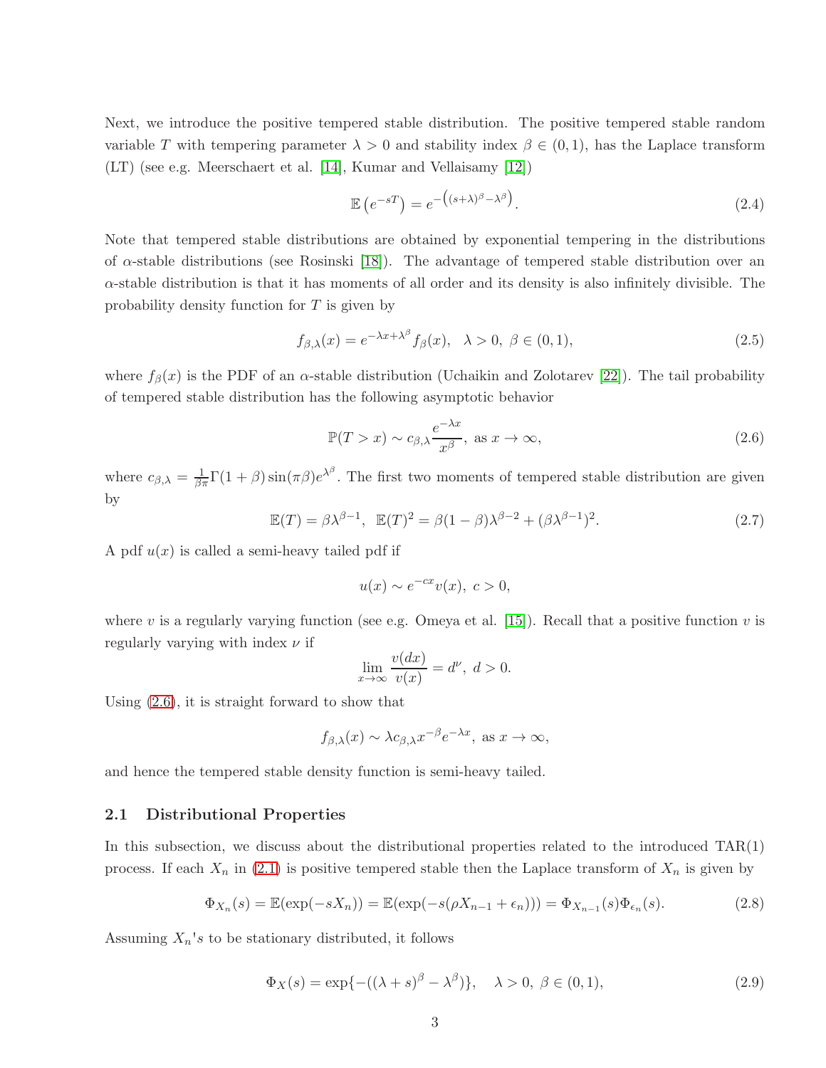Next, we introduce the positive tempered stable distribution. The positive tempered stable random variable $T$ with tempering parameter $\lambda > 0$ and stability index $\beta \in (0,1)$, has the Laplace transform (LT) (see e.g. Meerschaert et al. [14], Kumar and Vellaisamy [12])

$$\mathbb{E}\left(e^{-sT}\right) = e^{-\left((s+\lambda)^{\beta}-\lambda^{\beta}\right)}. \tag{2.4}$$

Note that tempered stable distributions are obtained by exponential tempering in the distributions of $\alpha$-stable distributions (see Rosinski [18]). The advantage of tempered stable distribution over an $\alpha$-stable distribution is that it has moments of all order and its density is also infinitely divisible. The probability density function for $T$ is given by

$$f_{\beta,\lambda}(x) = e^{-\lambda x + \lambda^{\beta}} f_{\beta}(x), \quad \lambda > 0,\ \beta \in (0,1), \tag{2.5}$$

where $f_{\beta}(x)$ is the PDF of an $\alpha$-stable distribution (Uchaikin and Zolotarev [22]). The tail probability of tempered stable distribution has the following asymptotic behavior

$$\mathbb{P}(T > x) \sim c_{\beta,\lambda} \frac{e^{-\lambda x}}{x^{\beta}}, \text{ as } x \to \infty, \tag{2.6}$$

where $c_{\beta,\lambda} = \frac{1}{\beta\pi}\Gamma(1+\beta)\sin(\pi\beta)e^{\lambda^{\beta}}$. The first two moments of tempered stable distribution are given by

$$\mathbb{E}(T) = \beta\lambda^{\beta-1},\ \ \mathbb{E}(T)^2 = \beta(1-\beta)\lambda^{\beta-2} + (\beta\lambda^{\beta-1})^2. \tag{2.7}$$

A pdf $u(x)$ is called a semi-heavy tailed pdf if

$$u(x) \sim e^{-cx}v(x),\ c > 0,$$

where $v$ is a regularly varying function (see e.g. Omeya et al. [15]). Recall that a positive function $v$ is regularly varying with index $\nu$ if

$$\lim_{x\to\infty} \frac{v(dx)}{v(x)} = d^{\nu},\ d > 0.$$

Using (2.6), it is straight forward to show that

$$f_{\beta,\lambda}(x) \sim \lambda c_{\beta,\lambda} x^{-\beta} e^{-\lambda x}, \text{ as } x \to \infty,$$

and hence the tempered stable density function is semi-heavy tailed.

## 2.1 Distributional Properties

In this subsection, we discuss about the distributional properties related to the introduced TAR(1) process. If each $X_n$ in (2.1) is positive tempered stable then the Laplace transform of $X_n$ is given by

$$\Phi_{X_n}(s) = \mathbb{E}(\exp(-sX_n)) = \mathbb{E}(\exp(-s(\rho X_{n-1} + \epsilon_n))) = \Phi_{X_{n-1}}(s)\Phi_{\epsilon_n}(s). \tag{2.8}$$

Assuming $X_n$'s to be stationary distributed, it follows

$$\Phi_X(s) = \exp\{-((\lambda+s)^{\beta} - \lambda^{\beta})\}, \quad \lambda > 0,\ \beta \in (0,1), \tag{2.9}$$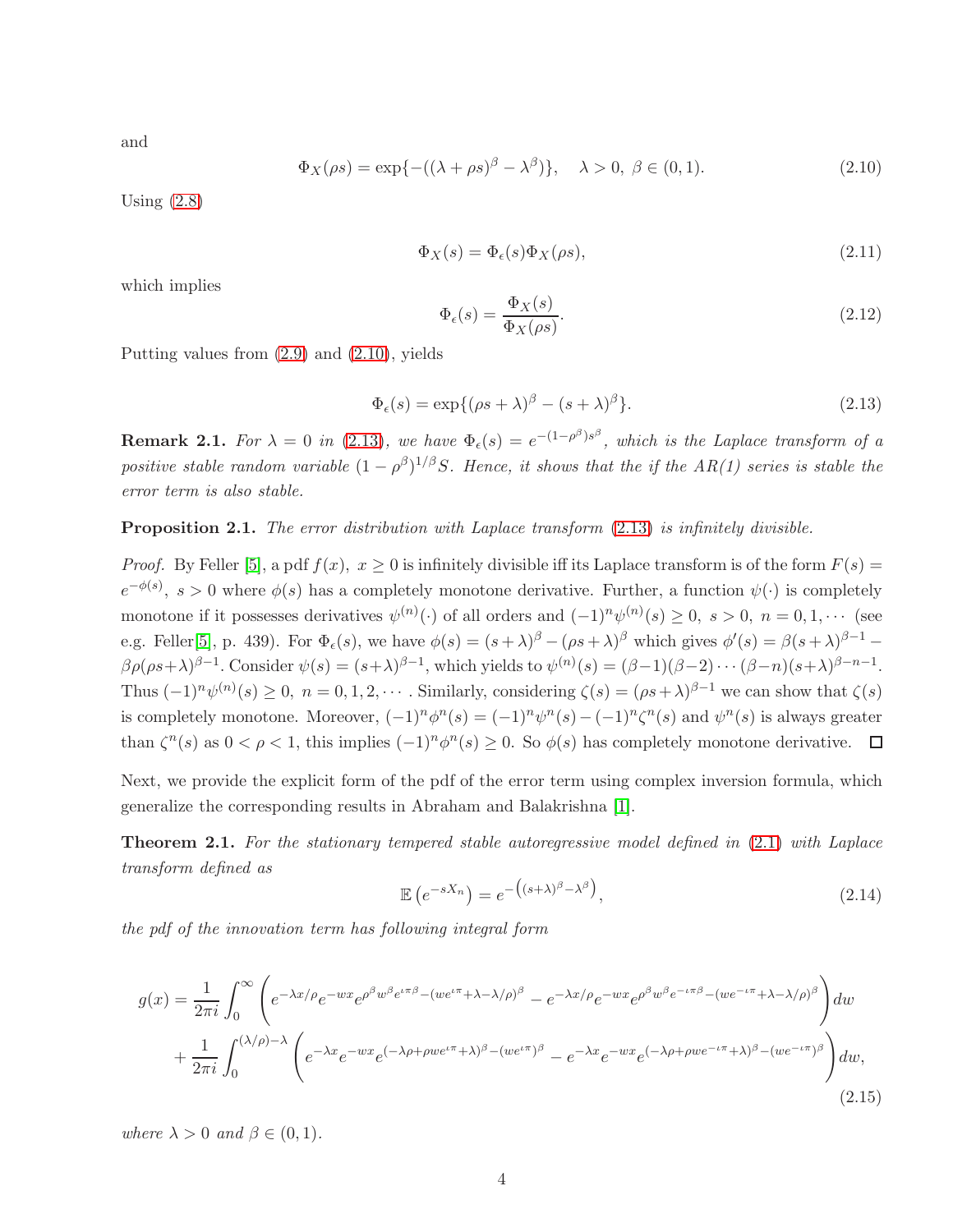and

$$\Phi_X(\rho s) = \exp\{-((\lambda + \rho s)^\beta - \lambda^\beta)\}, \quad \lambda > 0,\ \beta \in (0,1). \tag{2.10}$$

Using (2.8)

$$\Phi_X(s) = \Phi_\epsilon(s)\Phi_X(\rho s), \tag{2.11}$$

which implies

$$\Phi_\epsilon(s) = \frac{\Phi_X(s)}{\Phi_X(\rho s)}. \tag{2.12}$$

Putting values from (2.9) and (2.10), yields

$$\Phi_\epsilon(s) = \exp\{(\rho s + \lambda)^\beta - (s + \lambda)^\beta\}. \tag{2.13}$$

**Remark 2.1.** *For $\lambda = 0$ in (2.13), we have $\Phi_\epsilon(s) = e^{-(1-\rho^\beta)s^\beta}$, which is the Laplace transform of a positive stable random variable $(1-\rho^\beta)^{1/\beta}S$. Hence, it shows that the if the AR(1) series is stable the error term is also stable.*

**Proposition 2.1.** *The error distribution with Laplace transform (2.13) is infinitely divisible.*

*Proof.* By Feller [5], a pdf $f(x),\ x \geq 0$ is infinitely divisible iff its Laplace transform is of the form $F(s) = e^{-\phi(s)},\ s > 0$ where $\phi(s)$ has a completely monotone derivative. Further, a function $\psi(\cdot)$ is completely monotone if it possesses derivatives $\psi^{(n)}(\cdot)$ of all orders and $(-1)^n\psi^{(n)}(s) \geq 0,\ s > 0,\ n = 0, 1, \cdots$ (see e.g. Feller[5], p. 439). For $\Phi_\epsilon(s)$, we have $\phi(s) = (s+\lambda)^\beta - (\rho s + \lambda)^\beta$ which gives $\phi'(s) = \beta(s+\lambda)^{\beta-1} - \beta\rho(\rho s+\lambda)^{\beta-1}$. Consider $\psi(s) = (s+\lambda)^{\beta-1}$, which yields to $\psi^{(n)}(s) = (\beta-1)(\beta-2)\cdots(\beta-n)(s+\lambda)^{\beta-n-1}$. Thus $(-1)^n\psi^{(n)}(s) \geq 0,\ n = 0, 1, 2, \cdots$ . Similarly, considering $\zeta(s) = (\rho s + \lambda)^{\beta-1}$ we can show that $\zeta(s)$ is completely monotone. Moreover, $(-1)^n\phi^n(s) = (-1)^n\psi^n(s) - (-1)^n\zeta^n(s)$ and $\psi^n(s)$ is always greater than $\zeta^n(s)$ as $0 < \rho < 1$, this implies $(-1)^n\phi^n(s) \geq 0$. So $\phi(s)$ has completely monotone derivative. ◻

Next, we provide the explicit form of the pdf of the error term using complex inversion formula, which generalize the corresponding results in Abraham and Balakrishna [1].

**Theorem 2.1.** *For the stationary tempered stable autoregressive model defined in (2.1) with Laplace transform defined as*

$$\mathbb{E}\left(e^{-sX_n}\right) = e^{-\left((s+\lambda)^\beta - \lambda^\beta\right)}, \tag{2.14}$$

*the pdf of the innovation term has following integral form*

$$\begin{aligned} g(x) = &\frac{1}{2\pi i}\int_0^\infty \left(e^{-\lambda x/\rho}e^{-wx}e^{\rho^\beta w^\beta e^{\iota\pi\beta} - (we^{\iota\pi} + \lambda - \lambda/\rho)^\beta} - e^{-\lambda x/\rho}e^{-wx}e^{\rho^\beta w^\beta e^{-\iota\pi\beta} - (we^{-\iota\pi} + \lambda - \lambda/\rho)^\beta}\right)dw \\ &+ \frac{1}{2\pi i}\int_0^{(\lambda/\rho)-\lambda}\left(e^{-\lambda x}e^{-wx}e^{(-\lambda\rho + \rho we^{\iota\pi} + \lambda)^\beta - (we^{\iota\pi})^\beta} - e^{-\lambda x}e^{-wx}e^{(-\lambda\rho + \rho we^{-\iota\pi} + \lambda)^\beta - (we^{-\iota\pi})^\beta}\right)dw, \end{aligned} \tag{2.15}$$

*where $\lambda > 0$ and $\beta \in (0,1)$.*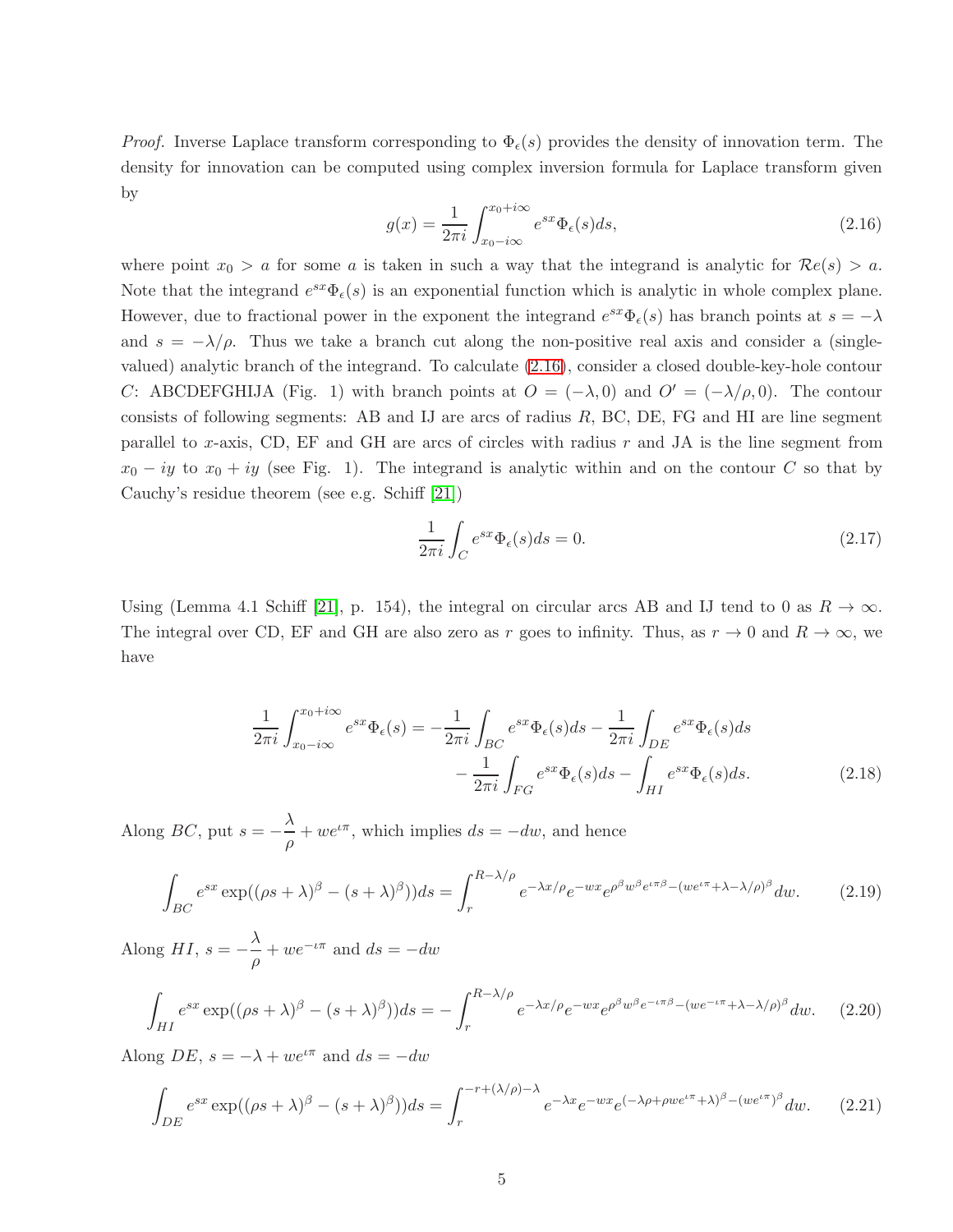*Proof.* Inverse Laplace transform corresponding to $\Phi_\epsilon(s)$ provides the density of innovation term. The density for innovation can be computed using complex inversion formula for Laplace transform given by

$$g(x) = \frac{1}{2\pi i}\int_{x_0-i\infty}^{x_0+i\infty} e^{sx}\Phi_\epsilon(s)ds, \tag{2.16}$$

where point $x_0 > a$ for some $a$ is taken in such a way that the integrand is analytic for $\mathcal{R}e(s) > a$. Note that the integrand $e^{sx}\Phi_\epsilon(s)$ is an exponential function which is analytic in whole complex plane. However, due to fractional power in the exponent the integrand $e^{sx}\Phi_\epsilon(s)$ has branch points at $s = -\lambda$ and $s = -\lambda/\rho$. Thus we take a branch cut along the non-positive real axis and consider a (single-valued) analytic branch of the integrand. To calculate (2.16), consider a closed double-key-hole contour $C$: ABCDEFGHIJA (Fig. 1) with branch points at $O = (-\lambda, 0)$ and $O' = (-\lambda/\rho, 0)$. The contour consists of following segments: AB and IJ are arcs of radius $R$, BC, DE, FG and HI are line segment parallel to $x$-axis, CD, EF and GH are arcs of circles with radius $r$ and JA is the line segment from $x_0 - iy$ to $x_0 + iy$ (see Fig. 1). The integrand is analytic within and on the contour $C$ so that by Cauchy's residue theorem (see e.g. Schiff [21])

$$\frac{1}{2\pi i}\int_C e^{sx}\Phi_\epsilon(s)ds = 0. \tag{2.17}$$

Using (Lemma 4.1 Schiff [21], p. 154), the integral on circular arcs AB and IJ tend to 0 as $R \to \infty$. The integral over CD, EF and GH are also zero as $r$ goes to infinity. Thus, as $r \to 0$ and $R \to \infty$, we have

$$\begin{aligned}\frac{1}{2\pi i}\int_{x_0-i\infty}^{x_0+i\infty} e^{sx}\Phi_\epsilon(s) = &-\frac{1}{2\pi i}\int_{BC} e^{sx}\Phi_\epsilon(s)ds - \frac{1}{2\pi i}\int_{DE} e^{sx}\Phi_\epsilon(s)ds \\ &- \frac{1}{2\pi i}\int_{FG} e^{sx}\Phi_\epsilon(s)ds - \int_{HI} e^{sx}\Phi_\epsilon(s)ds. \end{aligned} \tag{2.18}$$

Along $BC$, put $s = -\dfrac{\lambda}{\rho} + we^{\iota\pi}$, which implies $ds = -dw$, and hence

$$\int_{BC} e^{sx}\exp((\rho s+\lambda)^\beta - (s+\lambda)^\beta))ds = \int_r^{R-\lambda/\rho} e^{-\lambda x/\rho}e^{-wx}e^{\rho^\beta w^\beta e^{\iota\pi\beta} - (we^{\iota\pi}+\lambda-\lambda/\rho)^\beta}dw. \tag{2.19}$$

Along $HI$, $s = -\dfrac{\lambda}{\rho} + we^{-\iota\pi}$ and $ds = -dw$

$$\int_{HI} e^{sx}\exp((\rho s+\lambda)^\beta - (s+\lambda)^\beta))ds = -\int_r^{R-\lambda/\rho} e^{-\lambda x/\rho}e^{-wx}e^{\rho^\beta w^\beta e^{-\iota\pi\beta} - (we^{-\iota\pi}+\lambda-\lambda/\rho)^\beta}dw. \tag{2.20}$$

Along $DE$, $s = -\lambda + we^{\iota\pi}$ and $ds = -dw$

$$\int_{DE} e^{sx}\exp((\rho s+\lambda)^\beta - (s+\lambda)^\beta))ds = \int_r^{-r+(\lambda/\rho)-\lambda} e^{-\lambda x}e^{-wx}e^{(-\lambda\rho+\rho we^{\iota\pi}+\lambda)^\beta - (we^{\iota\pi})^\beta}dw. \tag{2.21}$$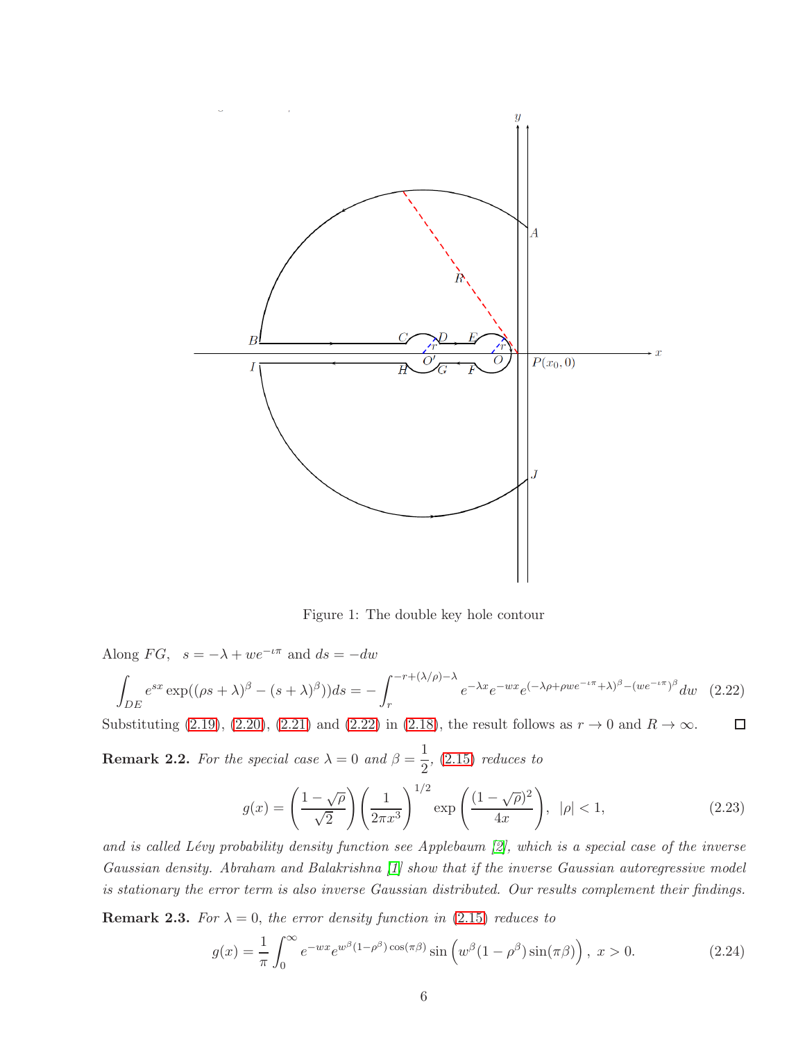Figure 1: The double key hole contour

Along $FG$, $s = -\lambda + we^{-\iota\pi}$ and $ds = -dw$

$$\int_{DE} e^{sx} \exp((\rho s + \lambda)^{\beta} - (s+\lambda)^{\beta}))ds = -\int_{r}^{-r+(\lambda/\rho)-\lambda} e^{-\lambda x} e^{-wx} e^{(-\lambda\rho + \rho we^{-\iota\pi}+\lambda)^{\beta} - (we^{-\iota\pi})^{\beta}} dw \quad (2.22)$$

Substituting (2.19), (2.20), (2.21) and (2.22) in (2.18), the result follows as $r \to 0$ and $R \to \infty$. □

**Remark 2.2.** *For the special case $\lambda = 0$ and $\beta = \dfrac{1}{2}$, (2.15) reduces to*

$$g(x) = \left(\frac{1-\sqrt{\rho}}{\sqrt{2}}\right)\left(\frac{1}{2\pi x^3}\right)^{1/2} \exp\left(\frac{(1-\sqrt{\rho})^2}{4x}\right), \;\; |\rho| < 1, \quad (2.23)$$

*and is called Lévy probability density function see Applebaum [2], which is a special case of the inverse Gaussian density. Abraham and Balakrishna [1] show that if the inverse Gaussian autoregressive model is stationary the error term is also inverse Gaussian distributed. Our results complement their findings.*

**Remark 2.3.** *For $\lambda = 0$, the error density function in (2.15) reduces to*

$$g(x) = \frac{1}{\pi}\int_0^{\infty} e^{-wx} e^{w^{\beta}(1-\rho^{\beta})\cos(\pi\beta)} \sin\left(w^{\beta}(1-\rho^{\beta})\sin(\pi\beta)\right), \; x > 0. \quad (2.24)$$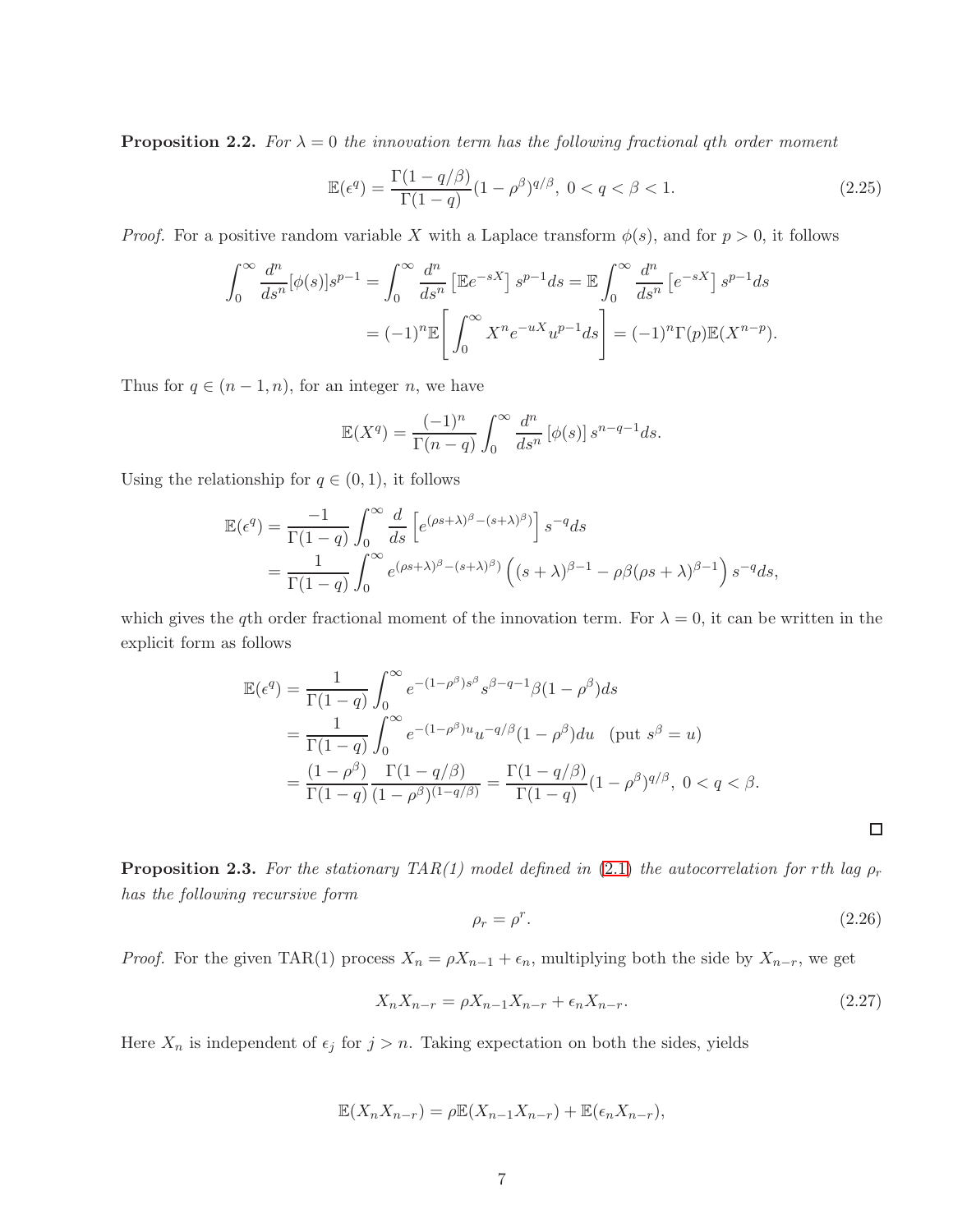**Proposition 2.2.** *For $\lambda = 0$ the innovation term has the following fractional qth order moment*

$$\mathbb{E}(\epsilon^q) = \frac{\Gamma(1-q/\beta)}{\Gamma(1-q)}(1-\rho^\beta)^{q/\beta},\ 0<q<\beta<1. \tag{2.25}$$

*Proof.* For a positive random variable $X$ with a Laplace transform $\phi(s)$, and for $p > 0$, it follows

$$\begin{aligned}
\int_0^\infty \frac{d^n}{ds^n}[\phi(s)]s^{p-1} &= \int_0^\infty \frac{d^n}{ds^n}\left[\mathbb{E}e^{-sX}\right]s^{p-1}ds = \mathbb{E}\int_0^\infty \frac{d^n}{ds^n}\left[e^{-sX}\right]s^{p-1}ds \\
&= (-1)^n\mathbb{E}\left[\int_0^\infty X^n e^{-uX}u^{p-1}ds\right] = (-1)^n\Gamma(p)\mathbb{E}(X^{n-p}).
\end{aligned}$$

Thus for $q \in (n-1, n)$, for an integer $n$, we have

$$\mathbb{E}(X^q) = \frac{(-1)^n}{\Gamma(n-q)}\int_0^\infty \frac{d^n}{ds^n}\left[\phi(s)\right]s^{n-q-1}ds.$$

Using the relationship for $q \in (0,1)$, it follows

$$\begin{aligned}
\mathbb{E}(\epsilon^q) &= \frac{-1}{\Gamma(1-q)}\int_0^\infty \frac{d}{ds}\left[e^{(\rho s+\lambda)^\beta-(s+\lambda)^\beta)}\right]s^{-q}ds \\
&= \frac{1}{\Gamma(1-q)}\int_0^\infty e^{(\rho s+\lambda)^\beta-(s+\lambda)^\beta)}\left((s+\lambda)^{\beta-1}-\rho\beta(\rho s+\lambda)^{\beta-1}\right)s^{-q}ds,
\end{aligned}$$

which gives the $q$th order fractional moment of the innovation term. For $\lambda = 0$, it can be written in the explicit form as follows

$$\begin{aligned}
\mathbb{E}(\epsilon^q) &= \frac{1}{\Gamma(1-q)}\int_0^\infty e^{-(1-\rho^\beta)s^\beta}s^{\beta-q-1}\beta(1-\rho^\beta)ds \\
&= \frac{1}{\Gamma(1-q)}\int_0^\infty e^{-(1-\rho^\beta)u}u^{-q/\beta}(1-\rho^\beta)du \quad (\text{put } s^\beta = u) \\
&= \frac{(1-\rho^\beta)}{\Gamma(1-q)}\frac{\Gamma(1-q/\beta)}{(1-\rho^\beta)^{(1-q/\beta)}} = \frac{\Gamma(1-q/\beta)}{\Gamma(1-q)}(1-\rho^\beta)^{q/\beta},\ 0<q<\beta.
\end{aligned}$$

∎

**Proposition 2.3.** *For the stationary TAR(1) model defined in (2.1) the autocorrelation for rth lag $\rho_r$ has the following recursive form*

$$\rho_r = \rho^r. \tag{2.26}$$

*Proof.* For the given TAR(1) process $X_n = \rho X_{n-1} + \epsilon_n$, multiplying both the side by $X_{n-r}$, we get

$$X_n X_{n-r} = \rho X_{n-1}X_{n-r} + \epsilon_n X_{n-r}. \tag{2.27}$$

Here $X_n$ is independent of $\epsilon_j$ for $j > n$. Taking expectation on both the sides, yields

$$\mathbb{E}(X_n X_{n-r}) = \rho\mathbb{E}(X_{n-1}X_{n-r}) + \mathbb{E}(\epsilon_n X_{n-r}),$$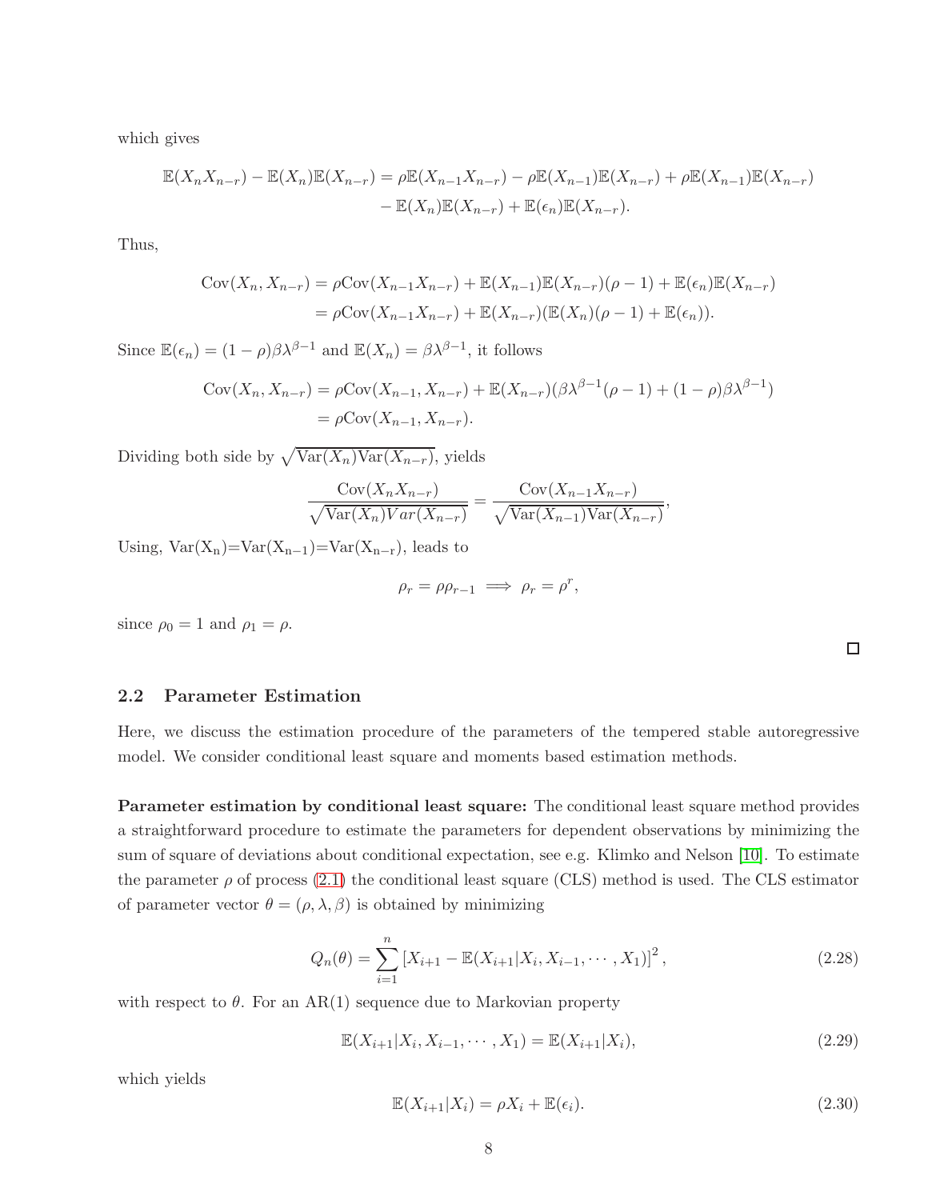which gives

$$
\begin{aligned}
\mathbb{E}(X_n X_{n-r}) - \mathbb{E}(X_n)\mathbb{E}(X_{n-r}) = \rho\mathbb{E}(X_{n-1}X_{n-r}) - \rho\mathbb{E}(X_{n-1})\mathbb{E}(X_{n-r}) + \rho\mathbb{E}(X_{n-1})\mathbb{E}(X_{n-r}) \\
- \mathbb{E}(X_n)\mathbb{E}(X_{n-r}) + \mathbb{E}(\epsilon_n)\mathbb{E}(X_{n-r}).
\end{aligned}
$$

Thus,

$$
\begin{aligned}
\mathrm{Cov}(X_n, X_{n-r}) &= \rho\mathrm{Cov}(X_{n-1}X_{n-r}) + \mathbb{E}(X_{n-1})\mathbb{E}(X_{n-r})(\rho - 1) + \mathbb{E}(\epsilon_n)\mathbb{E}(X_{n-r}) \\
&= \rho\mathrm{Cov}(X_{n-1}X_{n-r}) + \mathbb{E}(X_{n-r})(\mathbb{E}(X_n)(\rho - 1) + \mathbb{E}(\epsilon_n)).
\end{aligned}
$$

Since $\mathbb{E}(\epsilon_n) = (1-\rho)\beta\lambda^{\beta-1}$ and $\mathbb{E}(X_n) = \beta\lambda^{\beta-1}$, it follows

$$
\begin{aligned}
\mathrm{Cov}(X_n, X_{n-r}) &= \rho\mathrm{Cov}(X_{n-1}, X_{n-r}) + \mathbb{E}(X_{n-r})(\beta\lambda^{\beta-1}(\rho - 1) + (1-\rho)\beta\lambda^{\beta-1}) \\
&= \rho\mathrm{Cov}(X_{n-1}, X_{n-r}).
\end{aligned}
$$

Dividing both side by $\sqrt{\mathrm{Var}(X_n)\mathrm{Var}(X_{n-r})}$, yields

$$
\frac{\mathrm{Cov}(X_n X_{n-r})}{\sqrt{\mathrm{Var}(X_n)Var(X_{n-r})}} = \frac{\mathrm{Cov}(X_{n-1}X_{n-r})}{\sqrt{\mathrm{Var}(X_{n-1})\mathrm{Var}(X_{n-r})}},
$$

Using, $\mathrm{Var}(X_n)=\mathrm{Var}(X_{n-1})=\mathrm{Var}(X_{n-r})$, leads to

$$
\rho_r = \rho\rho_{r-1} \implies \rho_r = \rho^r,
$$

since $\rho_0 = 1$ and $\rho_1 = \rho$.

□

### 2.2 Parameter Estimation

Here, we discuss the estimation procedure of the parameters of the tempered stable autoregressive model. We consider conditional least square and moments based estimation methods.

**Parameter estimation by conditional least square:** The conditional least square method provides a straightforward procedure to estimate the parameters for dependent observations by minimizing the sum of square of deviations about conditional expectation, see e.g. Klimko and Nelson [10]. To estimate the parameter $\rho$ of process (2.1) the conditional least square (CLS) method is used. The CLS estimator of parameter vector $\theta = (\rho, \lambda, \beta)$ is obtained by minimizing

$$
Q_n(\theta) = \sum_{i=1}^{n} \left[X_{i+1} - \mathbb{E}(X_{i+1}|X_i, X_{i-1}, \cdots, X_1)\right]^2, \tag{2.28}
$$

with respect to $\theta$. For an AR(1) sequence due to Markovian property

$$
\mathbb{E}(X_{i+1}|X_i, X_{i-1}, \cdots, X_1) = \mathbb{E}(X_{i+1}|X_i), \tag{2.29}
$$

which yields

$$
\mathbb{E}(X_{i+1}|X_i) = \rho X_i + \mathbb{E}(\epsilon_i). \tag{2.30}
$$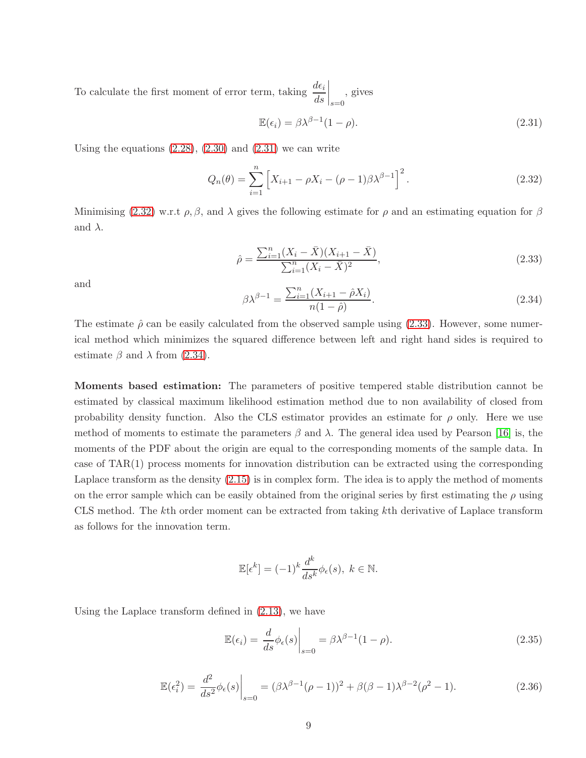To calculate the first moment of error term, taking $\left.\frac{d\epsilon_i}{ds}\right|_{s=0}$, gives

$$\mathbb{E}(\epsilon_i) = \beta\lambda^{\beta-1}(1-\rho). \tag{2.31}$$

Using the equations (2.28), (2.30) and (2.31) we can write

$$Q_n(\theta) = \sum_{i=1}^{n} \Big[X_{i+1} - \rho X_i - (\rho-1)\beta\lambda^{\beta-1}\Big]^2. \tag{2.32}$$

Minimising (2.32) w.r.t $\rho, \beta$, and $\lambda$ gives the following estimate for $\rho$ and an estimating equation for $\beta$ and $\lambda$.

$$\hat{\rho} = \frac{\sum_{i=1}^{n}(X_i - \bar{X})(X_{i+1} - \bar{X})}{\sum_{i=1}^{n}(X_i - \bar{X})^2}, \tag{2.33}$$

and

$$\beta\lambda^{\beta-1} = \frac{\sum_{i=1}^{n}(X_{i+1} - \hat{\rho}X_i)}{n(1-\hat{\rho})}. \tag{2.34}$$

The estimate $\hat{\rho}$ can be easily calculated from the observed sample using (2.33). However, some numerical method which minimizes the squared difference between left and right hand sides is required to estimate $\beta$ and $\lambda$ from (2.34).

**Moments based estimation:** The parameters of positive tempered stable distribution cannot be estimated by classical maximum likelihood estimation method due to non availability of closed from probability density function. Also the CLS estimator provides an estimate for $\rho$ only. Here we use method of moments to estimate the parameters $\beta$ and $\lambda$. The general idea used by Pearson [16] is, the moments of the PDF about the origin are equal to the corresponding moments of the sample data. In case of TAR(1) process moments for innovation distribution can be extracted using the corresponding Laplace transform as the density (2.15) is in complex form. The idea is to apply the method of moments on the error sample which can be easily obtained from the original series by first estimating the $\rho$ using CLS method. The $k$th order moment can be extracted from taking $k$th derivative of Laplace transform as follows for the innovation term.

$$\mathbb{E}[\epsilon^k] = (-1)^k \frac{d^k}{ds^k}\phi_\epsilon(s),\ k \in \mathbb{N}.$$

Using the Laplace transform defined in (2.13), we have

$$\mathbb{E}(\epsilon_i) = \left.\frac{d}{ds}\phi_\epsilon(s)\right|_{s=0} = \beta\lambda^{\beta-1}(1-\rho). \tag{2.35}$$

$$\mathbb{E}(\epsilon_i^2) = \left.\frac{d^2}{ds^2}\phi_\epsilon(s)\right|_{s=0} = (\beta\lambda^{\beta-1}(\rho-1))^2 + \beta(\beta-1)\lambda^{\beta-2}(\rho^2-1). \tag{2.36}$$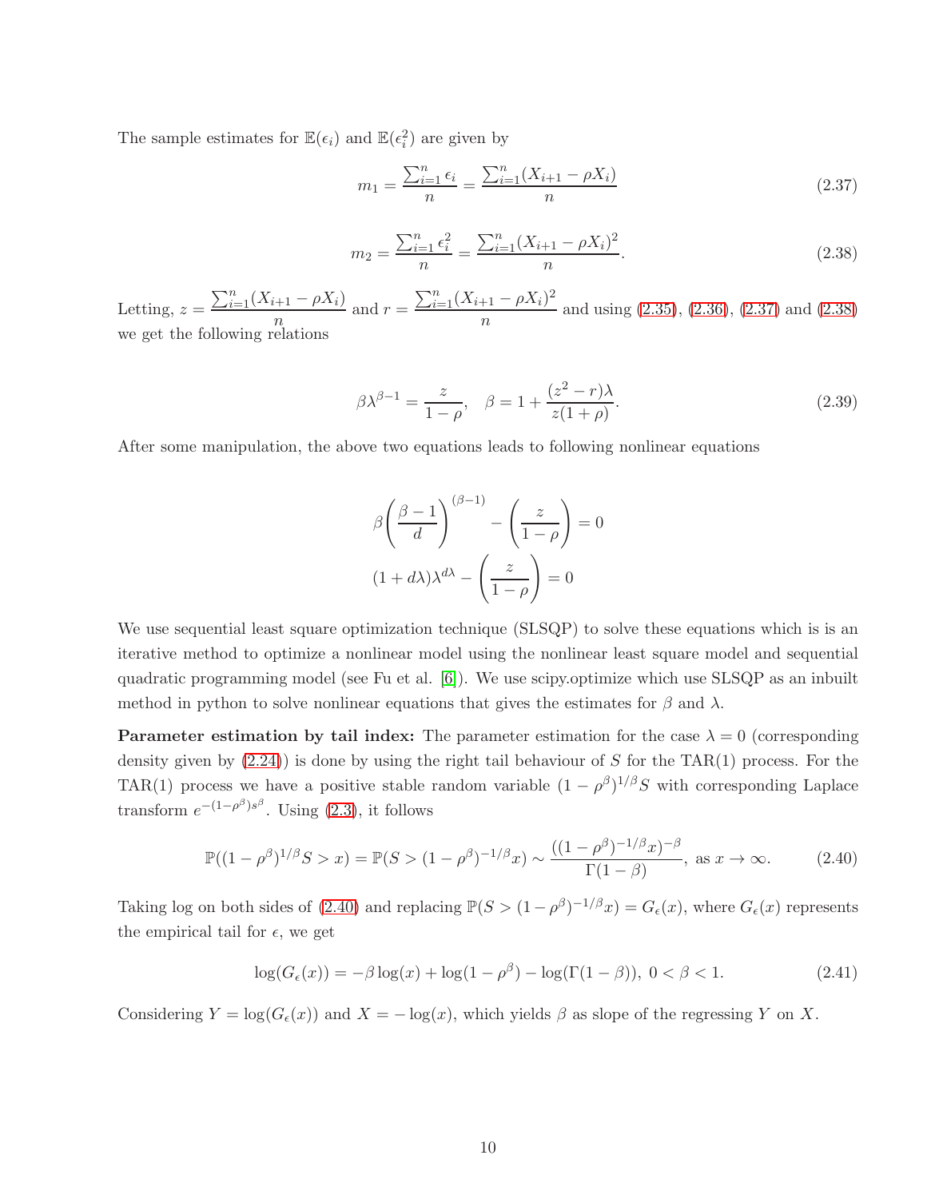The sample estimates for $\mathbb{E}(\epsilon_i)$ and $\mathbb{E}(\epsilon_i^2)$ are given by

$$m_1 = \frac{\sum_{i=1}^{n} \epsilon_i}{n} = \frac{\sum_{i=1}^{n}(X_{i+1} - \rho X_i)}{n} \tag{2.37}$$

$$m_2 = \frac{\sum_{i=1}^{n} \epsilon_i^2}{n} = \frac{\sum_{i=1}^{n}(X_{i+1} - \rho X_i)^2}{n}. \tag{2.38}$$

Letting, $z = \dfrac{\sum_{i=1}^{n}(X_{i+1} - \rho X_i)}{n}$ and $r = \dfrac{\sum_{i=1}^{n}(X_{i+1} - \rho X_i)^2}{n}$ and using (2.35), (2.36), (2.37) and (2.38) we get the following relations

$$\beta \lambda^{\beta - 1} = \frac{z}{1-\rho}, \quad \beta = 1 + \frac{(z^2 - r)\lambda}{z(1+\rho)}. \tag{2.39}$$

After some manipulation, the above two equations leads to following nonlinear equations

$$\beta \left( \frac{\beta - 1}{d} \right)^{(\beta - 1)} - \left( \frac{z}{1-\rho} \right) = 0$$

$$(1 + d\lambda)\lambda^{d\lambda} - \left( \frac{z}{1-\rho} \right) = 0$$

We use sequential least square optimization technique (SLSQP) to solve these equations which is is an iterative method to optimize a nonlinear model using the nonlinear least square model and sequential quadratic programming model (see Fu et al. [6]). We use scipy.optimize which use SLSQP as an inbuilt method in python to solve nonlinear equations that gives the estimates for $\beta$ and $\lambda$.

**Parameter estimation by tail index:** The parameter estimation for the case $\lambda = 0$ (corresponding density given by (2.24)) is done by using the right tail behaviour of $S$ for the TAR(1) process. For the TAR(1) process we have a positive stable random variable $(1 - \rho^\beta)^{1/\beta} S$ with corresponding Laplace transform $e^{-(1-\rho^\beta)s^\beta}$. Using (2.3), it follows

$$\mathbb{P}((1 - \rho^\beta)^{1/\beta} S > x) = \mathbb{P}(S > (1 - \rho^\beta)^{-1/\beta} x) \sim \frac{((1 - \rho^\beta)^{-1/\beta} x)^{-\beta}}{\Gamma(1 - \beta)}, \text{ as } x \to \infty. \tag{2.40}$$

Taking log on both sides of (2.40) and replacing $\mathbb{P}(S > (1 - \rho^\beta)^{-1/\beta} x) = G_\epsilon(x)$, where $G_\epsilon(x)$ represents the empirical tail for $\epsilon$, we get

$$\log(G_\epsilon(x)) = -\beta \log(x) + \log(1 - \rho^\beta) - \log(\Gamma(1 - \beta)), \ 0 < \beta < 1. \tag{2.41}$$

Considering $Y = \log(G_\epsilon(x))$ and $X = -\log(x)$, which yields $\beta$ as slope of the regressing $Y$ on $X$.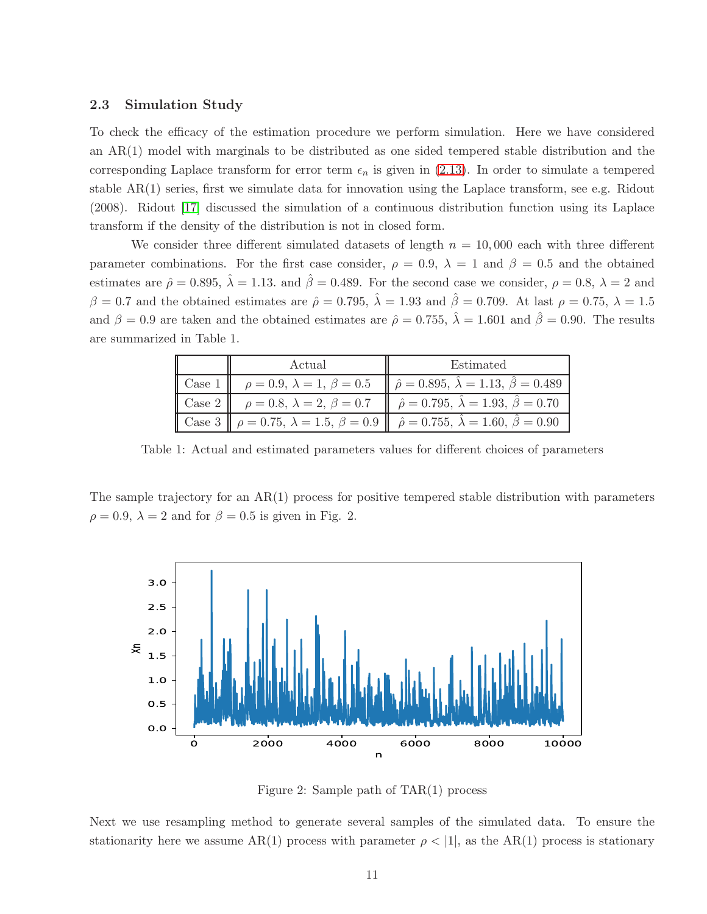### 2.3 Simulation Study

To check the efficacy of the estimation procedure we perform simulation. Here we have considered an AR(1) model with marginals to be distributed as one sided tempered stable distribution and the corresponding Laplace transform for error term $\epsilon_n$ is given in (2.13). In order to simulate a tempered stable AR(1) series, first we simulate data for innovation using the Laplace transform, see e.g. Ridout (2008). Ridout [17] discussed the simulation of a continuous distribution function using its Laplace transform if the density of the distribution is not in closed form.

We consider three different simulated datasets of length $n = 10,000$ each with three different parameter combinations. For the first case consider, $\rho = 0.9$, $\lambda = 1$ and $\beta = 0.5$ and the obtained estimates are $\hat{\rho} = 0.895$, $\hat{\lambda} = 1.13$. and $\hat{\beta} = 0.489$. For the second case we consider, $\rho = 0.8$, $\lambda = 2$ and $\beta = 0.7$ and the obtained estimates are $\hat{\rho} = 0.795$, $\hat{\lambda} = 1.93$ and $\hat{\beta} = 0.709$. At last $\rho = 0.75$, $\lambda = 1.5$ and $\beta = 0.9$ are taken and the obtained estimates are $\hat{\rho} = 0.755$, $\hat{\lambda} = 1.601$ and $\hat{\beta} = 0.90$. The results are summarized in Table 1.

| | Actual | Estimated |
|---|---|---|
| Case 1 | $\rho = 0.9$, $\lambda = 1$, $\beta = 0.5$ | $\hat{\rho} = 0.895$, $\hat{\lambda} = 1.13$, $\hat{\beta} = 0.489$ |
| Case 2 | $\rho = 0.8$, $\lambda = 2$, $\beta = 0.7$ | $\hat{\rho} = 0.795$, $\hat{\lambda} = 1.93$, $\hat{\beta} = 0.70$ |
| Case 3 | $\rho = 0.75$, $\lambda = 1.5$, $\beta = 0.9$ | $\hat{\rho} = 0.755$, $\hat{\lambda} = 1.60$, $\hat{\beta} = 0.90$ |

Table 1: Actual and estimated parameters values for different choices of parameters

The sample trajectory for an AR(1) process for positive tempered stable distribution with parameters $\rho = 0.9$, $\lambda = 2$ and for $\beta = 0.5$ is given in Fig. 2.

Figure 2: Sample path of TAR(1) process

Next we use resampling method to generate several samples of the simulated data. To ensure the stationarity here we assume AR(1) process with parameter $\rho < |1|$, as the AR(1) process is stationary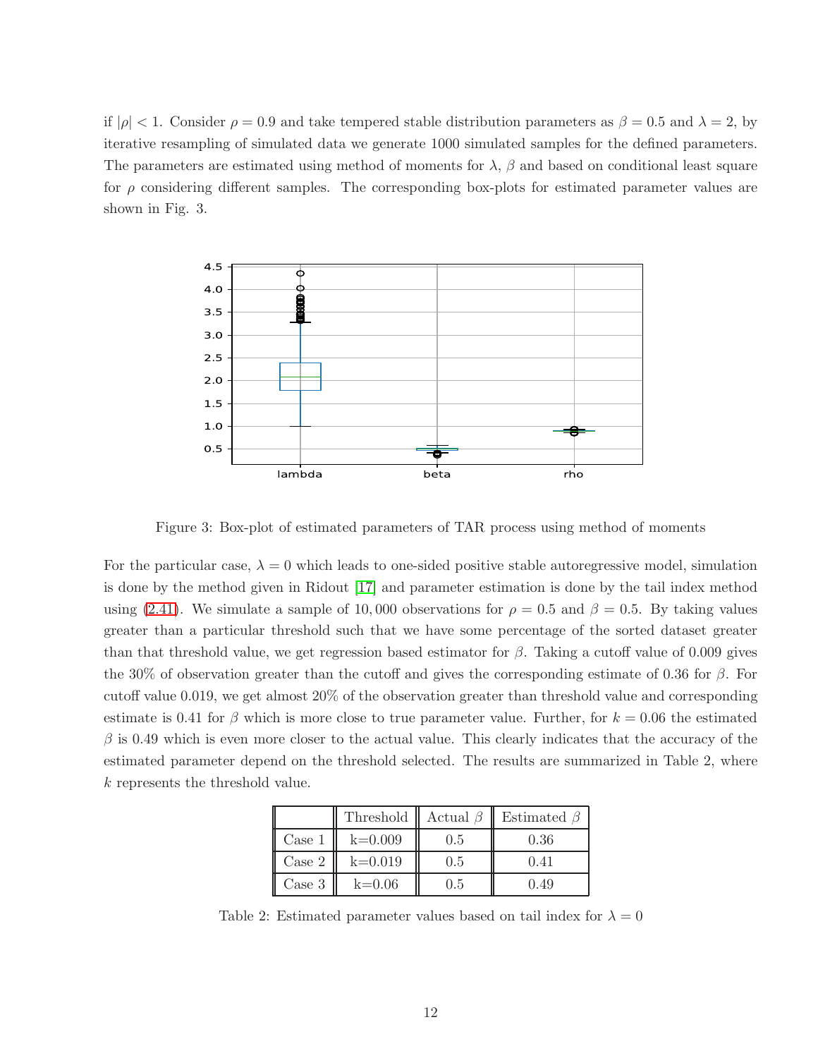if $|\rho| < 1$. Consider $\rho = 0.9$ and take tempered stable distribution parameters as $\beta = 0.5$ and $\lambda = 2$, by iterative resampling of simulated data we generate 1000 simulated samples for the defined parameters. The parameters are estimated using method of moments for $\lambda$, $\beta$ and based on conditional least square for $\rho$ considering different samples. The corresponding box-plots for estimated parameter values are shown in Fig. 3.

Figure 3: Box-plot of estimated parameters of TAR process using method of moments

For the particular case, $\lambda = 0$ which leads to one-sided positive stable autoregressive model, simulation is done by the method given in Ridout [17] and parameter estimation is done by the tail index method using (2.41). We simulate a sample of 10,000 observations for $\rho = 0.5$ and $\beta = 0.5$. By taking values greater than a particular threshold such that we have some percentage of the sorted dataset greater than that threshold value, we get regression based estimator for $\beta$. Taking a cutoff value of 0.009 gives the 30% of observation greater than the cutoff and gives the corresponding estimate of 0.36 for $\beta$. For cutoff value 0.019, we get almost 20% of the observation greater than threshold value and corresponding estimate is 0.41 for $\beta$ which is more close to true parameter value. Further, for $k = 0.06$ the estimated $\beta$ is 0.49 which is even more closer to the actual value. This clearly indicates that the accuracy of the estimated parameter depend on the threshold selected. The results are summarized in Table 2, where $k$ represents the threshold value.

| | Threshold | Actual $\beta$ | Estimated $\beta$ |
|---|---|---|---|
| Case 1 | k=0.009 | 0.5 | 0.36 |
| Case 2 | k=0.019 | 0.5 | 0.41 |
| Case 3 | k=0.06 | 0.5 | 0.49 |

Table 2: Estimated parameter values based on tail index for $\lambda = 0$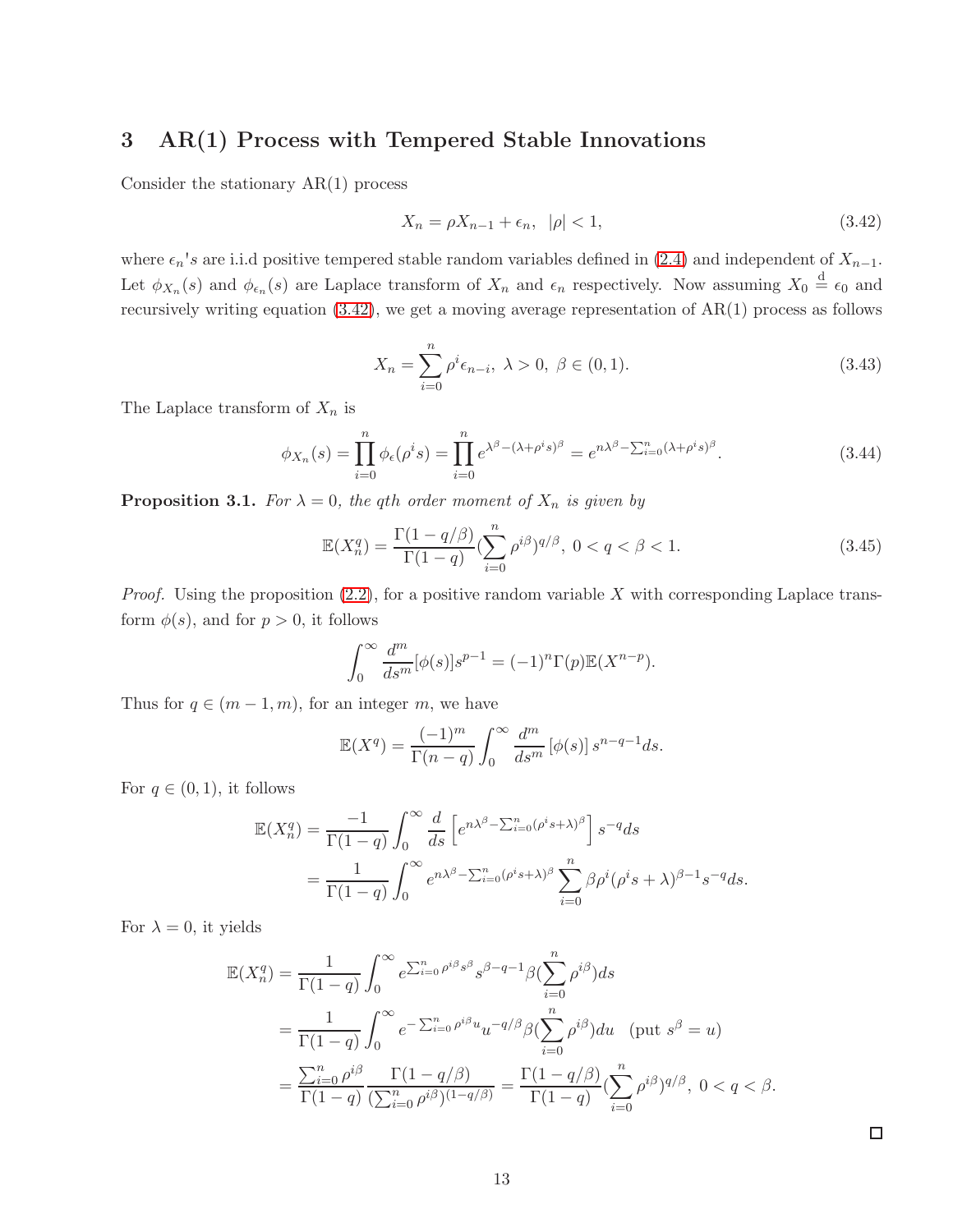## 3 AR(1) Process with Tempered Stable Innovations

Consider the stationary AR(1) process

$$X_n = \rho X_{n-1} + \epsilon_n, \quad |\rho| < 1, \tag{3.42}$$

where $\epsilon_n$'s are i.i.d positive tempered stable random variables defined in (2.4) and independent of $X_{n-1}$. Let $\phi_{X_n}(s)$ and $\phi_{\epsilon_n}(s)$ are Laplace transform of $X_n$ and $\epsilon_n$ respectively. Now assuming $X_0 \stackrel{d}{=} \epsilon_0$ and recursively writing equation (3.42), we get a moving average representation of AR(1) process as follows

$$X_n = \sum_{i=0}^{n} \rho^i \epsilon_{n-i}, \ \lambda > 0, \ \beta \in (0,1). \tag{3.43}$$

The Laplace transform of $X_n$ is

$$\phi_{X_n}(s) = \prod_{i=0}^{n} \phi_{\epsilon}(\rho^i s) = \prod_{i=0}^{n} e^{\lambda^\beta - (\lambda + \rho^i s)^\beta} = e^{n\lambda^\beta - \sum_{i=0}^{n}(\lambda + \rho^i s)^\beta}. \tag{3.44}$$

**Proposition 3.1.** *For $\lambda = 0$, the qth order moment of $X_n$ is given by*

$$\mathbb{E}(X_n^q) = \frac{\Gamma(1 - q/\beta)}{\Gamma(1-q)} (\sum_{i=0}^{n} \rho^{i\beta})^{q/\beta}, \ 0 < q < \beta < 1. \tag{3.45}$$

*Proof.* Using the proposition (2.2), for a positive random variable $X$ with corresponding Laplace transform $\phi(s)$, and for $p > 0$, it follows

$$\int_0^\infty \frac{d^m}{ds^m}[\phi(s)] s^{p-1} = (-1)^n \Gamma(p) \mathbb{E}(X^{n-p}).$$

Thus for $q \in (m-1, m)$, for an integer $m$, we have

$$\mathbb{E}(X^q) = \frac{(-1)^m}{\Gamma(n-q)} \int_0^\infty \frac{d^m}{ds^m}[\phi(s)] s^{n-q-1} ds.$$

For $q \in (0,1)$, it follows

$$\begin{aligned}
\mathbb{E}(X_n^q) &= \frac{-1}{\Gamma(1-q)} \int_0^\infty \frac{d}{ds}\left[e^{n\lambda^\beta - \sum_{i=0}^{n}(\rho^i s + \lambda)^\beta}\right] s^{-q} ds \\
&= \frac{1}{\Gamma(1-q)} \int_0^\infty e^{n\lambda^\beta - \sum_{i=0}^{n}(\rho^i s + \lambda)^\beta} \sum_{i=0}^{n} \beta \rho^i (\rho^i s + \lambda)^{\beta - 1} s^{-q} ds.
\end{aligned}$$

For $\lambda = 0$, it yields

$$\begin{aligned}
\mathbb{E}(X_n^q) &= \frac{1}{\Gamma(1-q)} \int_0^\infty e^{\sum_{i=0}^{n} \rho^{i\beta} s^\beta} s^{\beta - q - 1} \beta (\sum_{i=0}^{n} \rho^{i\beta}) ds \\
&= \frac{1}{\Gamma(1-q)} \int_0^\infty e^{-\sum_{i=0}^{n} \rho^{i\beta} u} u^{-q/\beta} \beta (\sum_{i=0}^{n} \rho^{i\beta}) du \quad (\text{put } s^\beta = u) \\
&= \frac{\sum_{i=0}^{n} \rho^{i\beta}}{\Gamma(1-q)} \frac{\Gamma(1-q/\beta)}{(\sum_{i=0}^{n} \rho^{i\beta})^{(1-q/\beta)}} = \frac{\Gamma(1-q/\beta)}{\Gamma(1-q)} (\sum_{i=0}^{n} \rho^{i\beta})^{q/\beta}, \ 0 < q < \beta.
\end{aligned}$$

$\square$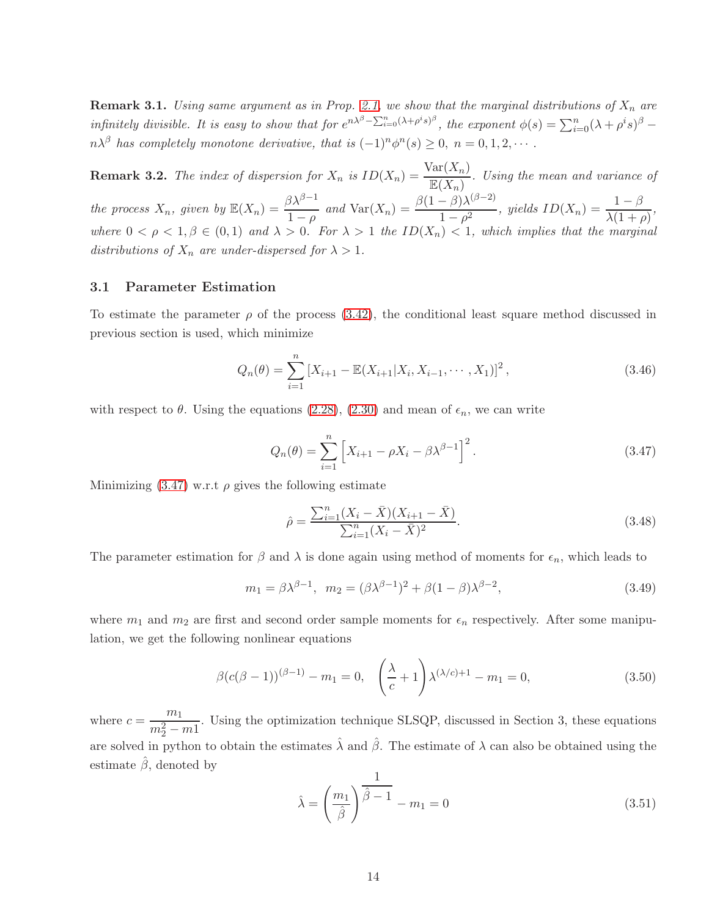**Remark 3.1.** *Using same argument as in Prop. 2.1, we show that the marginal distributions of $X_n$ are infinitely divisible. It is easy to show that for $e^{n\lambda^\beta - \sum_{i=0}^{n}(\lambda+\rho^i s)^\beta}$, the exponent $\phi(s) = \sum_{i=0}^{n}(\lambda + \rho^i s)^\beta - n\lambda^\beta$ has completely monotone derivative, that is $(-1)^n \phi^n(s) \geq 0,\ n = 0, 1, 2, \cdots$.*

**Remark 3.2.** *The index of dispersion for $X_n$ is $ID(X_n) = \dfrac{\mathrm{Var}(X_n)}{\mathbb{E}(X_n)}$. Using the mean and variance of the process $X_n$, given by $\mathbb{E}(X_n) = \dfrac{\beta\lambda^{\beta-1}}{1-\rho}$ and $\mathrm{Var}(X_n) = \dfrac{\beta(1-\beta)\lambda^{(\beta-2)}}{1-\rho^2}$, yields $ID(X_n) = \dfrac{1-\beta}{\lambda(1+\rho)}$, where $0 < \rho < 1, \beta \in (0,1)$ and $\lambda > 0$. For $\lambda > 1$ the $ID(X_n) < 1$, which implies that the marginal distributions of $X_n$ are under-dispersed for $\lambda > 1$.*

### 3.1 Parameter Estimation

To estimate the parameter $\rho$ of the process (3.42), the conditional least square method discussed in previous section is used, which minimize

$$Q_n(\theta) = \sum_{i=1}^{n} \left[X_{i+1} - \mathbb{E}(X_{i+1}|X_i, X_{i-1}, \cdots, X_1)\right]^2, \tag{3.46}$$

with respect to $\theta$. Using the equations (2.28), (2.30) and mean of $\epsilon_n$, we can write

$$Q_n(\theta) = \sum_{i=1}^{n} \left[X_{i+1} - \rho X_i - \beta\lambda^{\beta-1}\right]^2. \tag{3.47}$$

Minimizing (3.47) w.r.t $\rho$ gives the following estimate

$$\hat{\rho} = \frac{\sum_{i=1}^{n}(X_i - \bar{X})(X_{i+1} - \bar{X})}{\sum_{i=1}^{n}(X_i - \bar{X})^2}. \tag{3.48}$$

The parameter estimation for $\beta$ and $\lambda$ is done again using method of moments for $\epsilon_n$, which leads to

$$m_1 = \beta\lambda^{\beta-1},\ \ m_2 = (\beta\lambda^{\beta-1})^2 + \beta(1-\beta)\lambda^{\beta-2}, \tag{3.49}$$

where $m_1$ and $m_2$ are first and second order sample moments for $\epsilon_n$ respectively. After some manipulation, we get the following nonlinear equations

$$\beta(c(\beta-1))^{(\beta-1)} - m_1 = 0, \quad \left(\frac{\lambda}{c} + 1\right)\lambda^{(\lambda/c)+1} - m_1 = 0, \tag{3.50}$$

where $c = \dfrac{m_1}{m_2^2 - m1}$. Using the optimization technique SLSQP, discussed in Section 3, these equations are solved in python to obtain the estimates $\hat{\lambda}$ and $\hat{\beta}$. The estimate of $\lambda$ can also be obtained using the estimate $\hat{\beta}$, denoted by

$$\hat{\lambda} = \left(\frac{m_1}{\hat{\beta}}\right)^{\dfrac{1}{\hat{\beta}-1}} - m_1 = 0 \tag{3.51}$$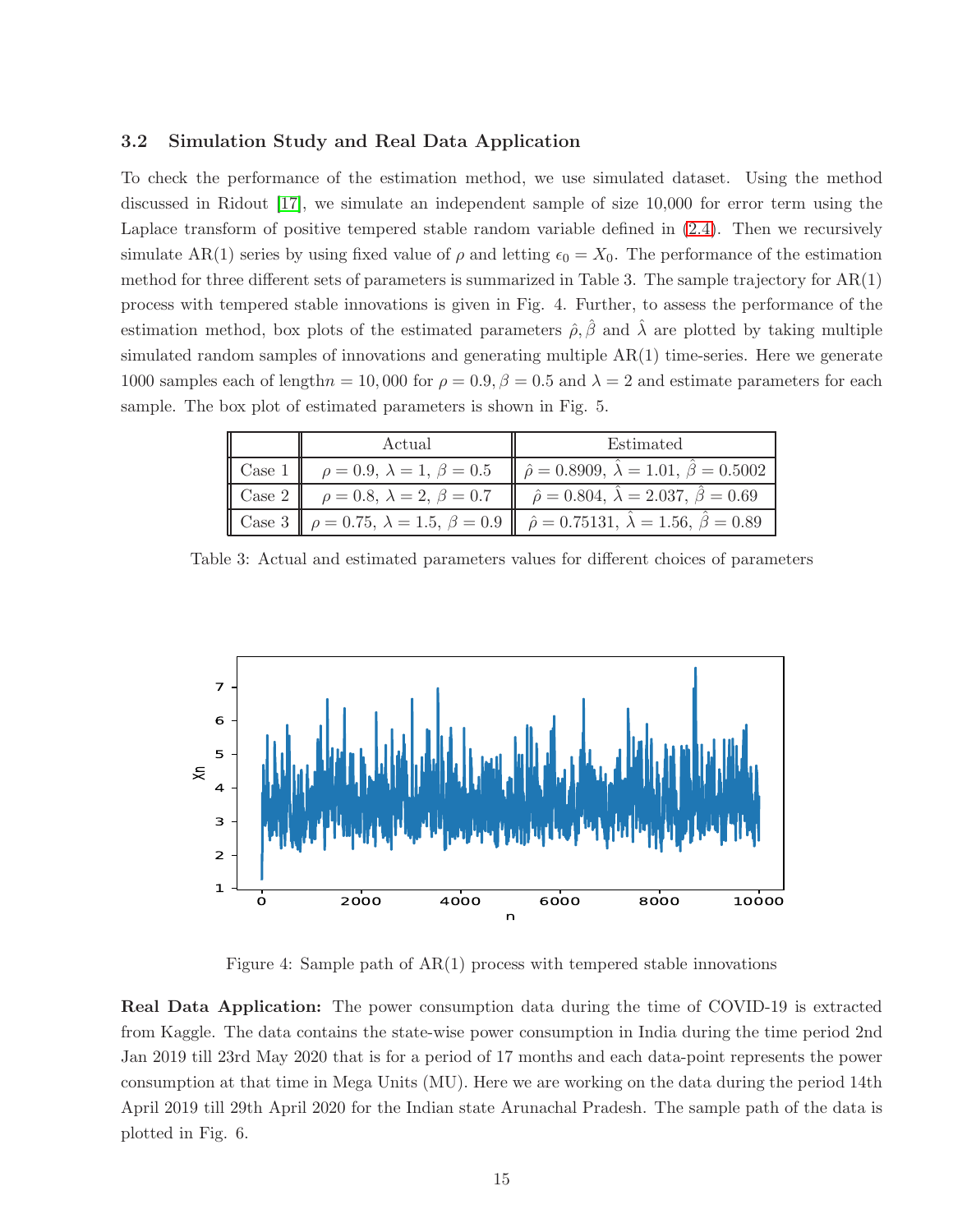### 3.2 Simulation Study and Real Data Application

To check the performance of the estimation method, we use simulated dataset. Using the method discussed in Ridout [17], we simulate an independent sample of size 10,000 for error term using the Laplace transform of positive tempered stable random variable defined in (2.4). Then we recursively simulate AR(1) series by using fixed value of $\rho$ and letting $\epsilon_0 = X_0$. The performance of the estimation method for three different sets of parameters is summarized in Table 3. The sample trajectory for AR(1) process with tempered stable innovations is given in Fig. 4. Further, to assess the performance of the estimation method, box plots of the estimated parameters $\hat{\rho}, \hat{\beta}$ and $\hat{\lambda}$ are plotted by taking multiple simulated random samples of innovations and generating multiple AR(1) time-series. Here we generate 1000 samples each of length$n = 10,000$ for $\rho = 0.9, \beta = 0.5$ and $\lambda = 2$ and estimate parameters for each sample. The box plot of estimated parameters is shown in Fig. 5.

| | Actual | Estimated |
|---|---|---|
| Case 1 | $\rho = 0.9,\ \lambda = 1,\ \beta = 0.5$ | $\hat{\rho} = 0.8909,\ \hat{\lambda} = 1.01,\ \hat{\beta} = 0.5002$ |
| Case 2 | $\rho = 0.8,\ \lambda = 2,\ \beta = 0.7$ | $\hat{\rho} = 0.804,\ \hat{\lambda} = 2.037,\ \hat{\beta} = 0.69$ |
| Case 3 | $\rho = 0.75,\ \lambda = 1.5,\ \beta = 0.9$ | $\hat{\rho} = 0.75131,\ \hat{\lambda} = 1.56,\ \hat{\beta} = 0.89$ |

Table 3: Actual and estimated parameters values for different choices of parameters

Figure 4: Sample path of AR(1) process with tempered stable innovations

**Real Data Application:** The power consumption data during the time of COVID-19 is extracted from Kaggle. The data contains the state-wise power consumption in India during the time period 2nd Jan 2019 till 23rd May 2020 that is for a period of 17 months and each data-point represents the power consumption at that time in Mega Units (MU). Here we are working on the data during the period 14th April 2019 till 29th April 2020 for the Indian state Arunachal Pradesh. The sample path of the data is plotted in Fig. 6.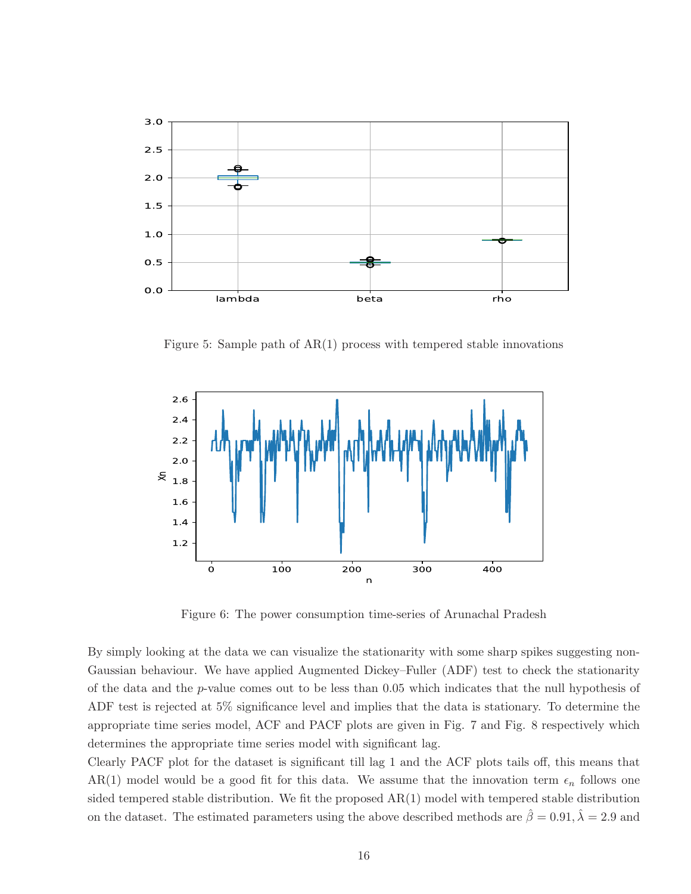Figure 5: Sample path of AR(1) process with tempered stable innovations

Figure 6: The power consumption time-series of Arunachal Pradesh

By simply looking at the data we can visualize the stationarity with some sharp spikes suggesting non-Gaussian behaviour. We have applied Augmented Dickey–Fuller (ADF) test to check the stationarity of the data and the $p$-value comes out to be less than 0.05 which indicates that the null hypothesis of ADF test is rejected at 5% significance level and implies that the data is stationary. To determine the appropriate time series model, ACF and PACF plots are given in Fig. 7 and Fig. 8 respectively which determines the appropriate time series model with significant lag.

Clearly PACF plot for the dataset is significant till lag 1 and the ACF plots tails off, this means that AR(1) model would be a good fit for this data. We assume that the innovation term $\epsilon_n$ follows one sided tempered stable distribution. We fit the proposed AR(1) model with tempered stable distribution on the dataset. The estimated parameters using the above described methods are $\hat{\beta} = 0.91, \hat{\lambda} = 2.9$ and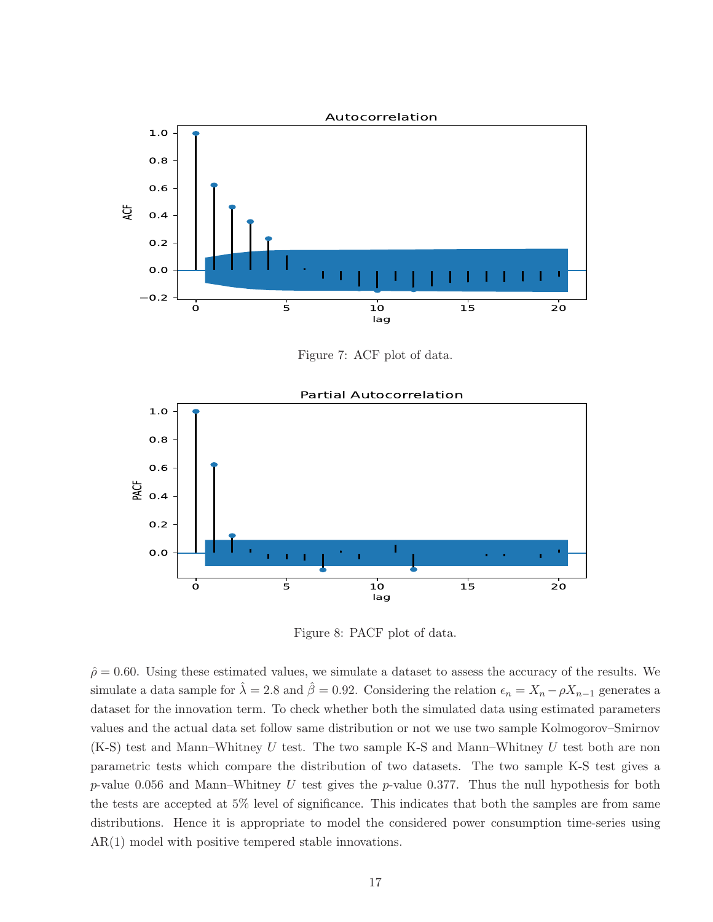Figure 7: ACF plot of data.

Figure 8: PACF plot of data.

$\hat{\rho} = 0.60$. Using these estimated values, we simulate a dataset to assess the accuracy of the results. We simulate a data sample for $\hat{\lambda} = 2.8$ and $\hat{\beta} = 0.92$. Considering the relation $\epsilon_n = X_n - \rho X_{n-1}$ generates a dataset for the innovation term. To check whether both the simulated data using estimated parameters values and the actual data set follow same distribution or not we use two sample Kolmogorov–Smirnov (K-S) test and Mann–Whitney $U$ test. The two sample K-S and Mann–Whitney $U$ test both are non parametric tests which compare the distribution of two datasets. The two sample K-S test gives a $p$-value 0.056 and Mann–Whitney $U$ test gives the $p$-value 0.377. Thus the null hypothesis for both the tests are accepted at 5% level of significance. This indicates that both the samples are from same distributions. Hence it is appropriate to model the considered power consumption time-series using AR(1) model with positive tempered stable innovations.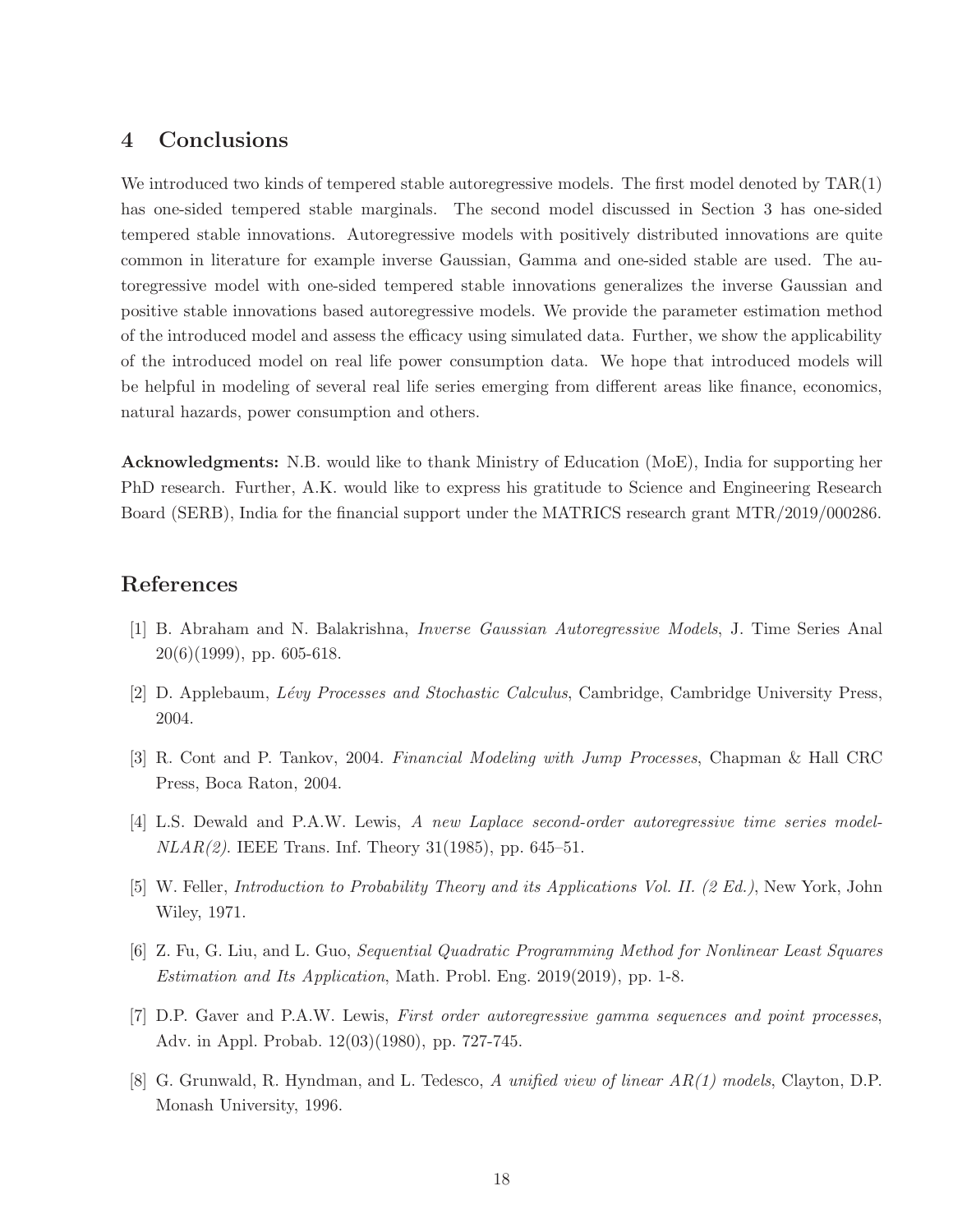## 4 Conclusions

We introduced two kinds of tempered stable autoregressive models. The first model denoted by TAR(1) has one-sided tempered stable marginals. The second model discussed in Section 3 has one-sided tempered stable innovations. Autoregressive models with positively distributed innovations are quite common in literature for example inverse Gaussian, Gamma and one-sided stable are used. The autoregressive model with one-sided tempered stable innovations generalizes the inverse Gaussian and positive stable innovations based autoregressive models. We provide the parameter estimation method of the introduced model and assess the efficacy using simulated data. Further, we show the applicability of the introduced model on real life power consumption data. We hope that introduced models will be helpful in modeling of several real life series emerging from different areas like finance, economics, natural hazards, power consumption and others.

**Acknowledgments:** N.B. would like to thank Ministry of Education (MoE), India for supporting her PhD research. Further, A.K. would like to express his gratitude to Science and Engineering Research Board (SERB), India for the financial support under the MATRICS research grant MTR/2019/000286.

## References

[1] B. Abraham and N. Balakrishna, *Inverse Gaussian Autoregressive Models*, J. Time Series Anal 20(6)(1999), pp. 605-618.

[2] D. Applebaum, *Lévy Processes and Stochastic Calculus*, Cambridge, Cambridge University Press, 2004.

[3] R. Cont and P. Tankov, 2004. *Financial Modeling with Jump Processes*, Chapman & Hall CRC Press, Boca Raton, 2004.

[4] L.S. Dewald and P.A.W. Lewis, *A new Laplace second-order autoregressive time series model-NLAR(2)*. IEEE Trans. Inf. Theory 31(1985), pp. 645–51.

[5] W. Feller, *Introduction to Probability Theory and its Applications Vol. II. (2 Ed.)*, New York, John Wiley, 1971.

[6] Z. Fu, G. Liu, and L. Guo, *Sequential Quadratic Programming Method for Nonlinear Least Squares Estimation and Its Application*, Math. Probl. Eng. 2019(2019), pp. 1-8.

[7] D.P. Gaver and P.A.W. Lewis, *First order autoregressive gamma sequences and point processes*, Adv. in Appl. Probab. 12(03)(1980), pp. 727-745.

[8] G. Grunwald, R. Hyndman, and L. Tedesco, *A unified view of linear AR(1) models*, Clayton, D.P. Monash University, 1996.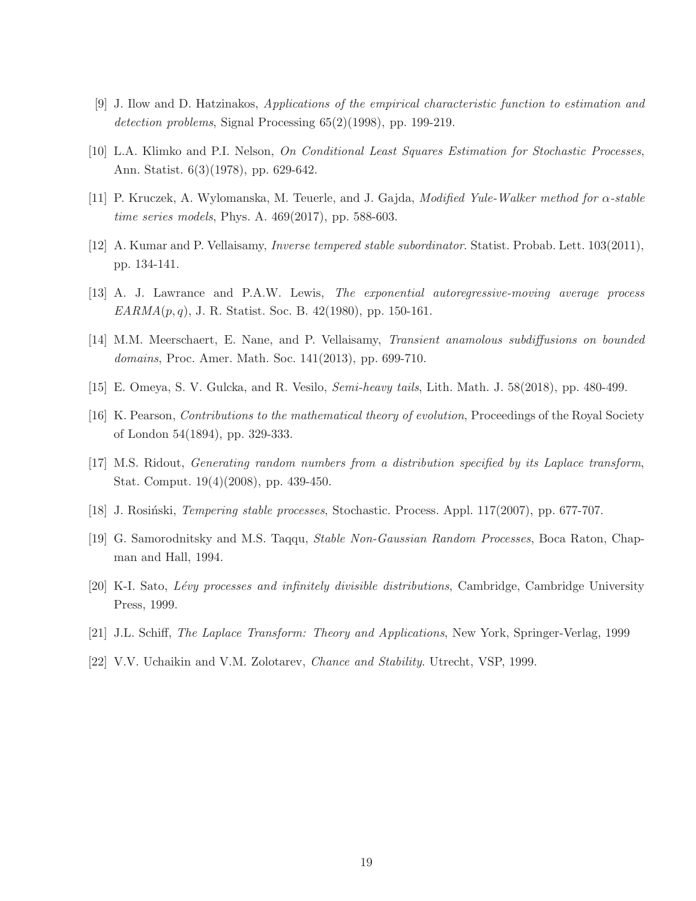[9] J. Ilow and D. Hatzinakos, *Applications of the empirical characteristic function to estimation and detection problems*, Signal Processing 65(2)(1998), pp. 199-219.

[10] L.A. Klimko and P.I. Nelson, *On Conditional Least Squares Estimation for Stochastic Processes*, Ann. Statist. 6(3)(1978), pp. 629-642.

[11] P. Kruczek, A. Wylomanska, M. Teuerle, and J. Gajda, *Modified Yule-Walker method for $\alpha$-stable time series models*, Phys. A. 469(2017), pp. 588-603.

[12] A. Kumar and P. Vellaisamy, *Inverse tempered stable subordinator*. Statist. Probab. Lett. 103(2011), pp. 134-141.

[13] A. J. Lawrance and P.A.W. Lewis, *The exponential autoregressive-moving average process $EARMA(p, q)$*, J. R. Statist. Soc. B. 42(1980), pp. 150-161.

[14] M.M. Meerschaert, E. Nane, and P. Vellaisamy, *Transient anamolous subdiffusions on bounded domains*, Proc. Amer. Math. Soc. 141(2013), pp. 699-710.

[15] E. Omeya, S. V. Gulcka, and R. Vesilo, *Semi-heavy tails*, Lith. Math. J. 58(2018), pp. 480-499.

[16] K. Pearson, *Contributions to the mathematical theory of evolution*, Proceedings of the Royal Society of London 54(1894), pp. 329-333.

[17] M.S. Ridout, *Generating random numbers from a distribution specified by its Laplace transform*, Stat. Comput. 19(4)(2008), pp. 439-450.

[18] J. Rosiński, *Tempering stable processes*, Stochastic. Process. Appl. 117(2007), pp. 677-707.

[19] G. Samorodnitsky and M.S. Taqqu, *Stable Non-Gaussian Random Processes*, Boca Raton, Chapman and Hall, 1994.

[20] K-I. Sato, *Lévy processes and infinitely divisible distributions*, Cambridge, Cambridge University Press, 1999.

[21] J.L. Schiff, *The Laplace Transform: Theory and Applications*, New York, Springer-Verlag, 1999

[22] V.V. Uchaikin and V.M. Zolotarev, *Chance and Stability*. Utrecht, VSP, 1999.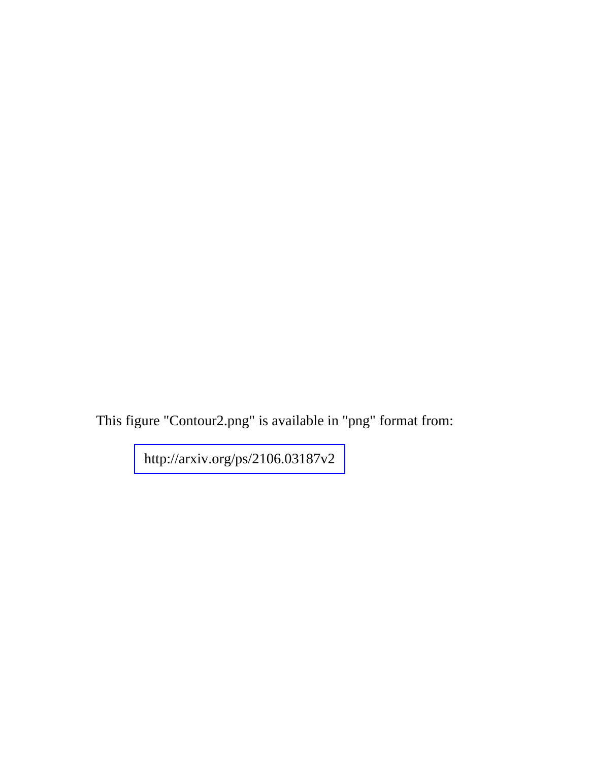This figure "Contour2.png" is available in "png" format from:

http://arxiv.org/ps/2106.03187v2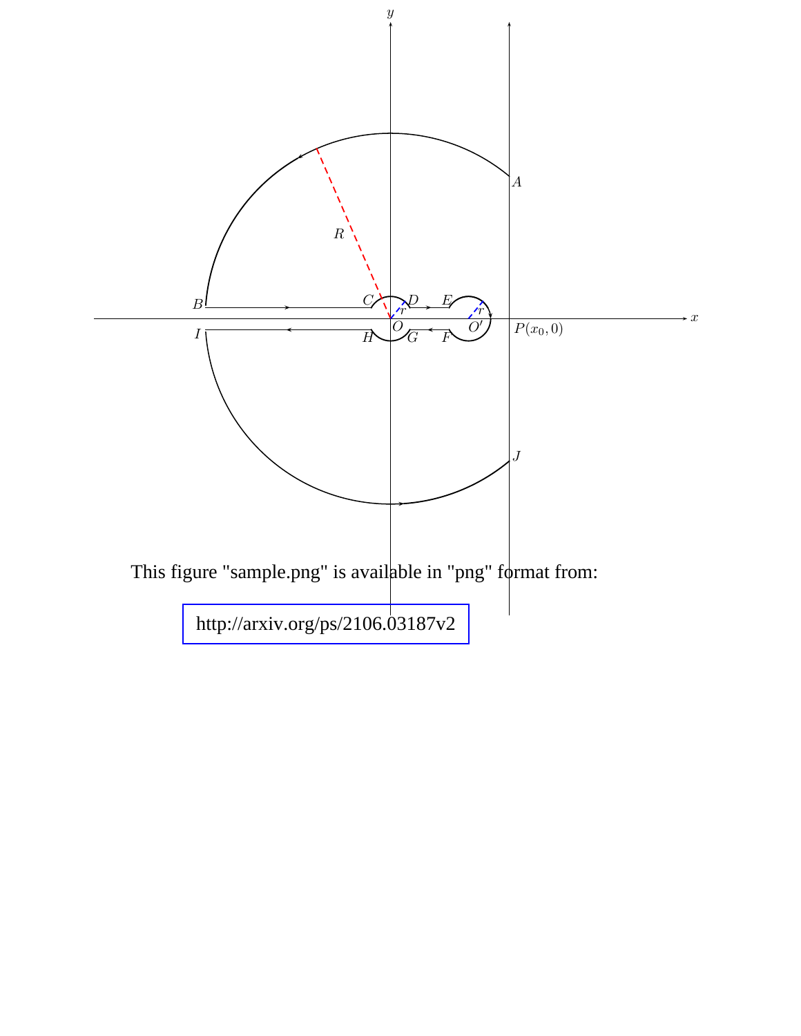$y$

$A$

$R$

$B$ $C$ $D$ $E$ $r$ $r$ $x$

$O$ $O'$ $P(x_0, 0)$

$I$ $H$ $G$ $F$

$J$

This figure "sample.png" is available in "png" format from:

http://arxiv.org/ps/2106.03187v2